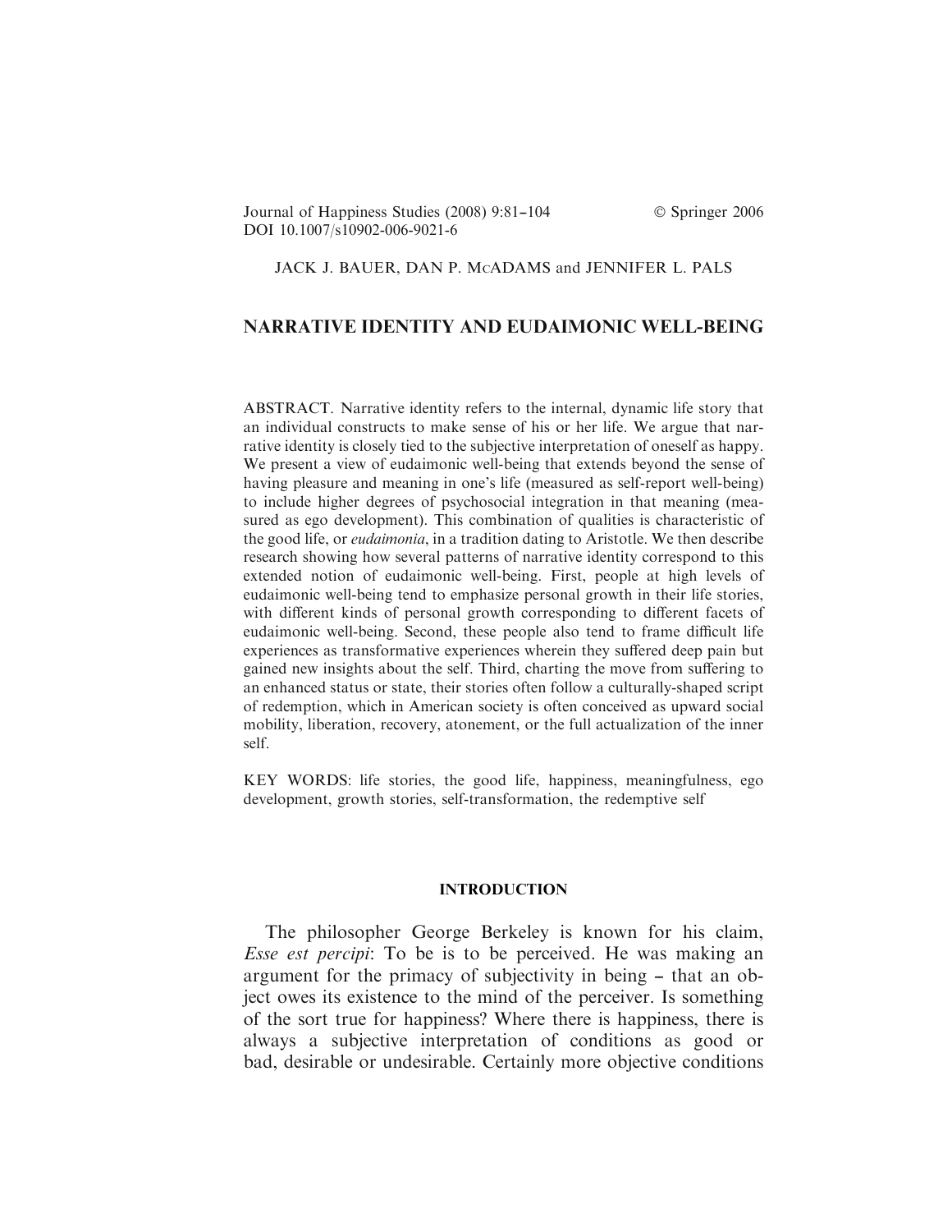Journal of Happiness Studies (2008) 9:81–104 © Springer 2006
DOI 10.1007/s10902-006-9021-6

JACK J. BAUER, DAN P. McADAMS and JENNIFER L. PALS

# NARRATIVE IDENTITY AND EUDAIMONIC WELL-BEING

ABSTRACT. Narrative identity refers to the internal, dynamic life story that an individual constructs to make sense of his or her life. We argue that narrative identity is closely tied to the subjective interpretation of oneself as happy. We present a view of eudaimonic well-being that extends beyond the sense of having pleasure and meaning in one's life (measured as self-report well-being) to include higher degrees of psychosocial integration in that meaning (measured as ego development). This combination of qualities is characteristic of the good life, or *eudaimonia*, in a tradition dating to Aristotle. We then describe research showing how several patterns of narrative identity correspond to this extended notion of eudaimonic well-being. First, people at high levels of eudaimonic well-being tend to emphasize personal growth in their life stories, with different kinds of personal growth corresponding to different facets of eudaimonic well-being. Second, these people also tend to frame difficult life experiences as transformative experiences wherein they suffered deep pain but gained new insights about the self. Third, charting the move from suffering to an enhanced status or state, their stories often follow a culturally-shaped script of redemption, which in American society is often conceived as upward social mobility, liberation, recovery, atonement, or the full actualization of the inner self.

KEY WORDS: life stories, the good life, happiness, meaningfulness, ego development, growth stories, self-transformation, the redemptive self

## INTRODUCTION

The philosopher George Berkeley is known for his claim, *Esse est percipi*: To be is to be perceived. He was making an argument for the primacy of subjectivity in being – that an object owes its existence to the mind of the perceiver. Is something of the sort true for happiness? Where there is happiness, there is always a subjective interpretation of conditions as good or bad, desirable or undesirable. Certainly more objective conditions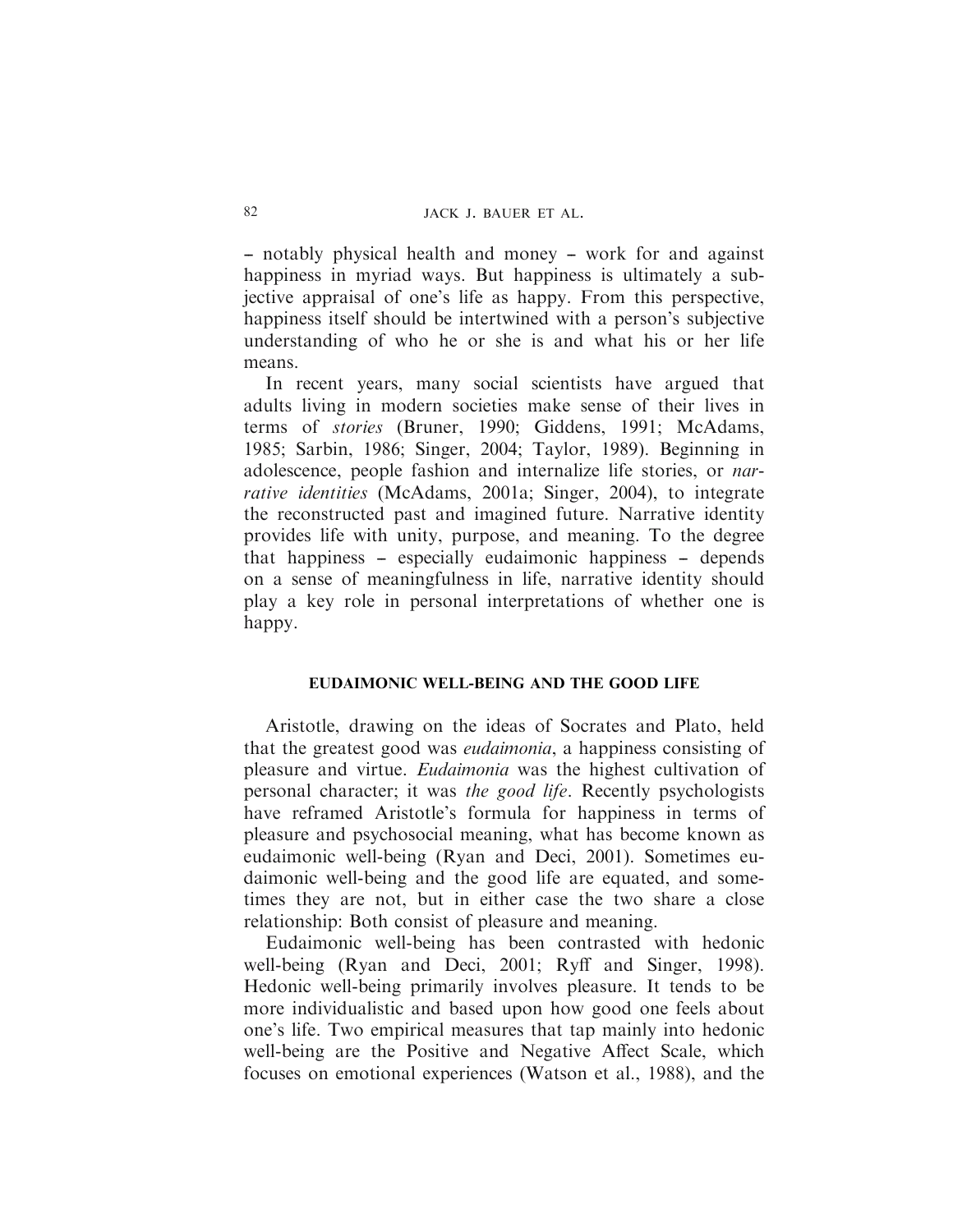– notably physical health and money – work for and against happiness in myriad ways. But happiness is ultimately a subjective appraisal of one's life as happy. From this perspective, happiness itself should be intertwined with a person's subjective understanding of who he or she is and what his or her life means.

In recent years, many social scientists have argued that adults living in modern societies make sense of their lives in terms of *stories* (Bruner, 1990; Giddens, 1991; McAdams, 1985; Sarbin, 1986; Singer, 2004; Taylor, 1989). Beginning in adolescence, people fashion and internalize life stories, or *narrative identities* (McAdams, 2001a; Singer, 2004), to integrate the reconstructed past and imagined future. Narrative identity provides life with unity, purpose, and meaning. To the degree that happiness – especially eudaimonic happiness – depends on a sense of meaningfulness in life, narrative identity should play a key role in personal interpretations of whether one is happy.

## EUDAIMONIC WELL-BEING AND THE GOOD LIFE

Aristotle, drawing on the ideas of Socrates and Plato, held that the greatest good was *eudaimonia*, a happiness consisting of pleasure and virtue. *Eudaimonia* was the highest cultivation of personal character; it was *the good life*. Recently psychologists have reframed Aristotle's formula for happiness in terms of pleasure and psychosocial meaning, what has become known as eudaimonic well-being (Ryan and Deci, 2001). Sometimes eudaimonic well-being and the good life are equated, and sometimes they are not, but in either case the two share a close relationship: Both consist of pleasure and meaning.

Eudaimonic well-being has been contrasted with hedonic well-being (Ryan and Deci, 2001; Ryff and Singer, 1998). Hedonic well-being primarily involves pleasure. It tends to be more individualistic and based upon how good one feels about one's life. Two empirical measures that tap mainly into hedonic well-being are the Positive and Negative Affect Scale, which focuses on emotional experiences (Watson et al., 1988), and the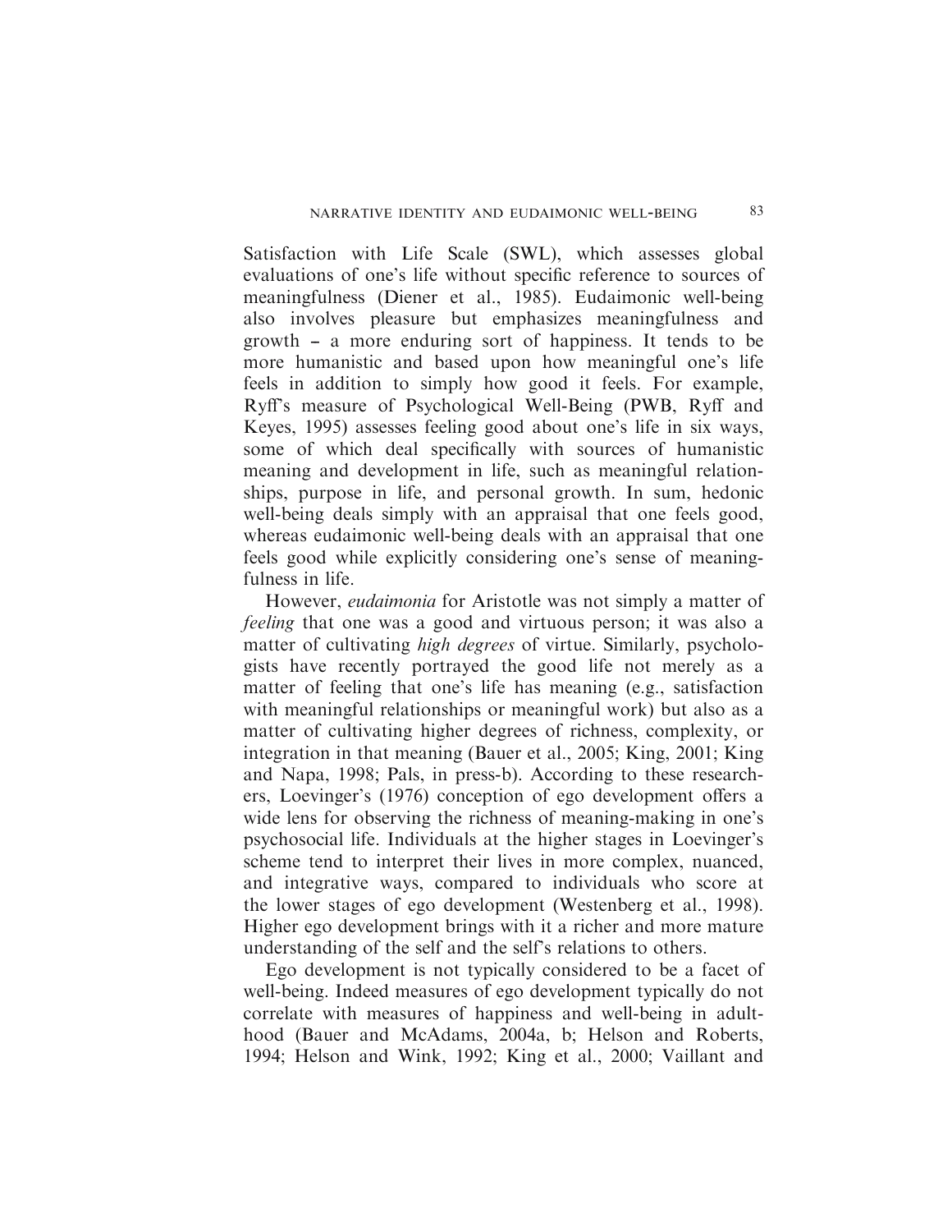Satisfaction with Life Scale (SWL), which assesses global evaluations of one's life without specific reference to sources of meaningfulness (Diener et al., 1985). Eudaimonic well-being also involves pleasure but emphasizes meaningfulness and growth – a more enduring sort of happiness. It tends to be more humanistic and based upon how meaningful one's life feels in addition to simply how good it feels. For example, Ryff's measure of Psychological Well-Being (PWB, Ryff and Keyes, 1995) assesses feeling good about one's life in six ways, some of which deal specifically with sources of humanistic meaning and development in life, such as meaningful relationships, purpose in life, and personal growth. In sum, hedonic well-being deals simply with an appraisal that one feels good, whereas eudaimonic well-being deals with an appraisal that one feels good while explicitly considering one's sense of meaningfulness in life.

However, *eudaimonia* for Aristotle was not simply a matter of *feeling* that one was a good and virtuous person; it was also a matter of cultivating *high degrees* of virtue. Similarly, psychologists have recently portrayed the good life not merely as a matter of feeling that one's life has meaning (e.g., satisfaction with meaningful relationships or meaningful work) but also as a matter of cultivating higher degrees of richness, complexity, or integration in that meaning (Bauer et al., 2005; King, 2001; King and Napa, 1998; Pals, in press-b). According to these researchers, Loevinger's (1976) conception of ego development offers a wide lens for observing the richness of meaning-making in one's psychosocial life. Individuals at the higher stages in Loevinger's scheme tend to interpret their lives in more complex, nuanced, and integrative ways, compared to individuals who score at the lower stages of ego development (Westenberg et al., 1998). Higher ego development brings with it a richer and more mature understanding of the self and the self's relations to others.

Ego development is not typically considered to be a facet of well-being. Indeed measures of ego development typically do not correlate with measures of happiness and well-being in adulthood (Bauer and McAdams, 2004a, b; Helson and Roberts, 1994; Helson and Wink, 1992; King et al., 2000; Vaillant and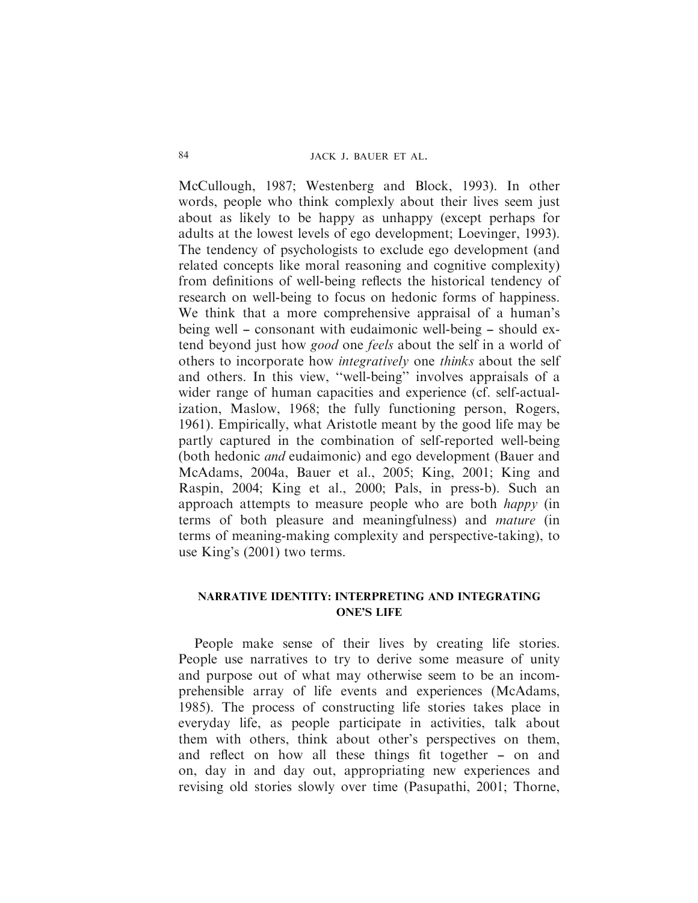McCullough, 1987; Westenberg and Block, 1993). In other words, people who think complexly about their lives seem just about as likely to be happy as unhappy (except perhaps for adults at the lowest levels of ego development; Loevinger, 1993). The tendency of psychologists to exclude ego development (and related concepts like moral reasoning and cognitive complexity) from definitions of well-being reflects the historical tendency of research on well-being to focus on hedonic forms of happiness. We think that a more comprehensive appraisal of a human's being well – consonant with eudaimonic well-being – should extend beyond just how *good* one *feels* about the self in a world of others to incorporate how *integratively* one *thinks* about the self and others. In this view, "well-being" involves appraisals of a wider range of human capacities and experience (cf. self-actualization, Maslow, 1968; the fully functioning person, Rogers, 1961). Empirically, what Aristotle meant by the good life may be partly captured in the combination of self-reported well-being (both hedonic *and* eudaimonic) and ego development (Bauer and McAdams, 2004a, Bauer et al., 2005; King, 2001; King and Raspin, 2004; King et al., 2000; Pals, in press-b). Such an approach attempts to measure people who are both *happy* (in terms of both pleasure and meaningfulness) and *mature* (in terms of meaning-making complexity and perspective-taking), to use King's (2001) two terms.

## NARRATIVE IDENTITY: INTERPRETING AND INTEGRATING ONE'S LIFE

People make sense of their lives by creating life stories. People use narratives to try to derive some measure of unity and purpose out of what may otherwise seem to be an incomprehensible array of life events and experiences (McAdams, 1985). The process of constructing life stories takes place in everyday life, as people participate in activities, talk about them with others, think about other's perspectives on them, and reflect on how all these things fit together – on and on, day in and day out, appropriating new experiences and revising old stories slowly over time (Pasupathi, 2001; Thorne,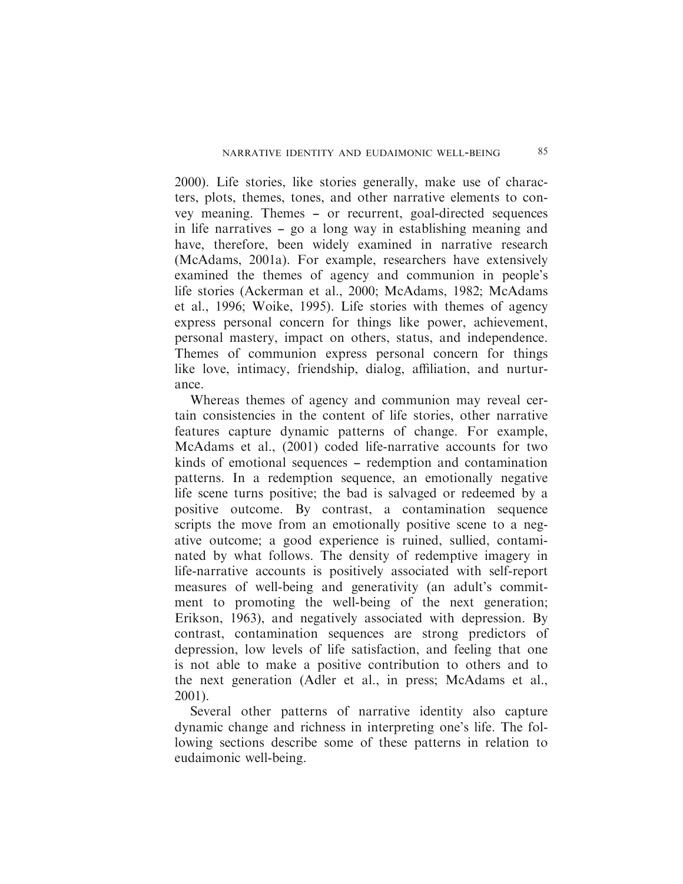2000). Life stories, like stories generally, make use of characters, plots, themes, tones, and other narrative elements to convey meaning. Themes – or recurrent, goal-directed sequences in life narratives – go a long way in establishing meaning and have, therefore, been widely examined in narrative research (McAdams, 2001a). For example, researchers have extensively examined the themes of agency and communion in people's life stories (Ackerman et al., 2000; McAdams, 1982; McAdams et al., 1996; Woike, 1995). Life stories with themes of agency express personal concern for things like power, achievement, personal mastery, impact on others, status, and independence. Themes of communion express personal concern for things like love, intimacy, friendship, dialog, affiliation, and nurturance.

Whereas themes of agency and communion may reveal certain consistencies in the content of life stories, other narrative features capture dynamic patterns of change. For example, McAdams et al., (2001) coded life-narrative accounts for two kinds of emotional sequences – redemption and contamination patterns. In a redemption sequence, an emotionally negative life scene turns positive; the bad is salvaged or redeemed by a positive outcome. By contrast, a contamination sequence scripts the move from an emotionally positive scene to a negative outcome; a good experience is ruined, sullied, contaminated by what follows. The density of redemptive imagery in life-narrative accounts is positively associated with self-report measures of well-being and generativity (an adult's commitment to promoting the well-being of the next generation; Erikson, 1963), and negatively associated with depression. By contrast, contamination sequences are strong predictors of depression, low levels of life satisfaction, and feeling that one is not able to make a positive contribution to others and to the next generation (Adler et al., in press; McAdams et al., 2001).

Several other patterns of narrative identity also capture dynamic change and richness in interpreting one's life. The following sections describe some of these patterns in relation to eudaimonic well-being.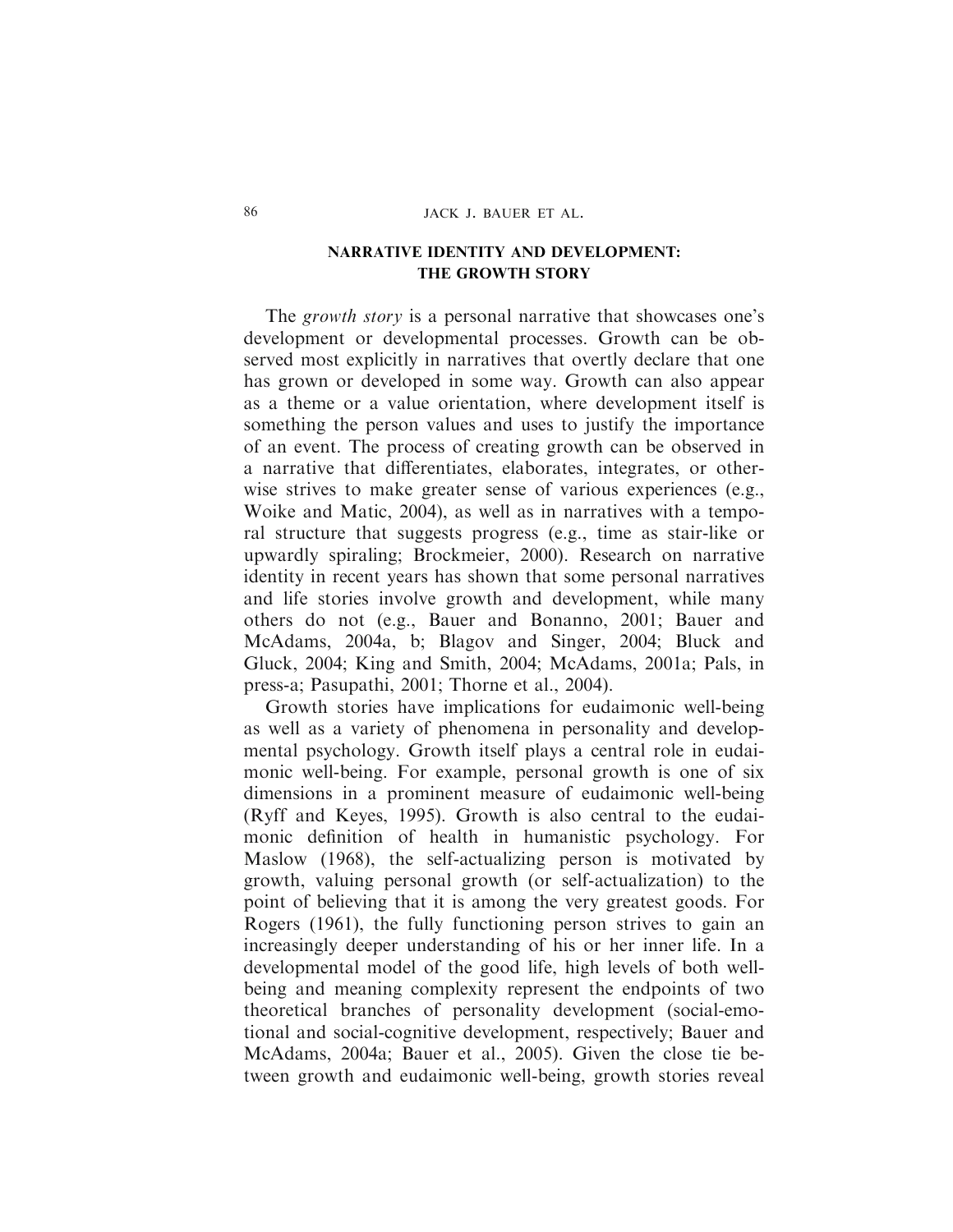## NARRATIVE IDENTITY AND DEVELOPMENT: THE GROWTH STORY

The *growth story* is a personal narrative that showcases one's development or developmental processes. Growth can be observed most explicitly in narratives that overtly declare that one has grown or developed in some way. Growth can also appear as a theme or a value orientation, where development itself is something the person values and uses to justify the importance of an event. The process of creating growth can be observed in a narrative that differentiates, elaborates, integrates, or otherwise strives to make greater sense of various experiences (e.g., Woike and Matic, 2004), as well as in narratives with a temporal structure that suggests progress (e.g., time as stair-like or upwardly spiraling; Brockmeier, 2000). Research on narrative identity in recent years has shown that some personal narratives and life stories involve growth and development, while many others do not (e.g., Bauer and Bonanno, 2001; Bauer and McAdams, 2004a, b; Blagov and Singer, 2004; Bluck and Gluck, 2004; King and Smith, 2004; McAdams, 2001a; Pals, in press-a; Pasupathi, 2001; Thorne et al., 2004).

Growth stories have implications for eudaimonic well-being as well as a variety of phenomena in personality and developmental psychology. Growth itself plays a central role in eudaimonic well-being. For example, personal growth is one of six dimensions in a prominent measure of eudaimonic well-being (Ryff and Keyes, 1995). Growth is also central to the eudaimonic definition of health in humanistic psychology. For Maslow (1968), the self-actualizing person is motivated by growth, valuing personal growth (or self-actualization) to the point of believing that it is among the very greatest goods. For Rogers (1961), the fully functioning person strives to gain an increasingly deeper understanding of his or her inner life. In a developmental model of the good life, high levels of both well-being and meaning complexity represent the endpoints of two theoretical branches of personality development (social-emotional and social-cognitive development, respectively; Bauer and McAdams, 2004a; Bauer et al., 2005). Given the close tie between growth and eudaimonic well-being, growth stories reveal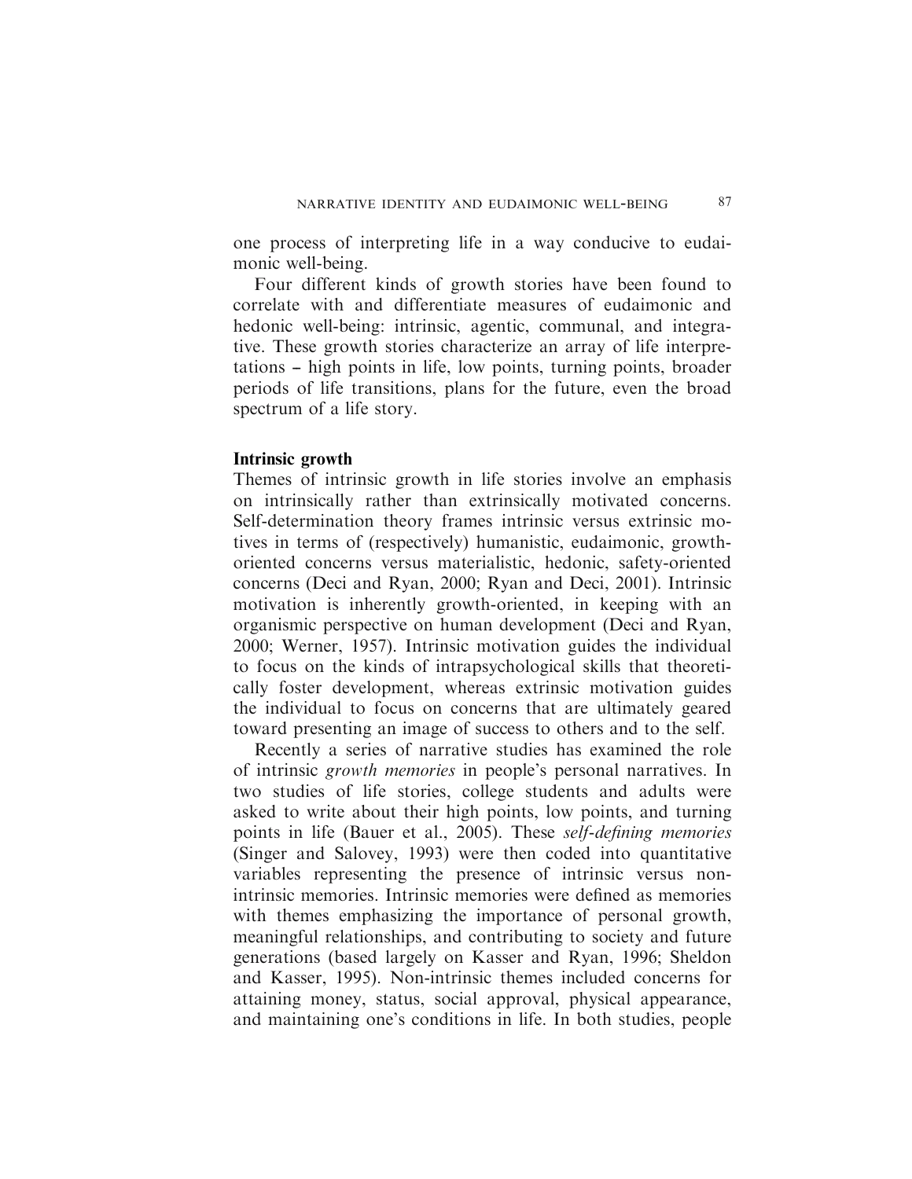one process of interpreting life in a way conducive to eudaimonic well-being.

Four different kinds of growth stories have been found to correlate with and differentiate measures of eudaimonic and hedonic well-being: intrinsic, agentic, communal, and integrative. These growth stories characterize an array of life interpretations – high points in life, low points, turning points, broader periods of life transitions, plans for the future, even the broad spectrum of a life story.

**Intrinsic growth**

Themes of intrinsic growth in life stories involve an emphasis on intrinsically rather than extrinsically motivated concerns. Self-determination theory frames intrinsic versus extrinsic motives in terms of (respectively) humanistic, eudaimonic, growth-oriented concerns versus materialistic, hedonic, safety-oriented concerns (Deci and Ryan, 2000; Ryan and Deci, 2001). Intrinsic motivation is inherently growth-oriented, in keeping with an organismic perspective on human development (Deci and Ryan, 2000; Werner, 1957). Intrinsic motivation guides the individual to focus on the kinds of intrapsychological skills that theoretically foster development, whereas extrinsic motivation guides the individual to focus on concerns that are ultimately geared toward presenting an image of success to others and to the self.

Recently a series of narrative studies has examined the role of intrinsic *growth memories* in people's personal narratives. In two studies of life stories, college students and adults were asked to write about their high points, low points, and turning points in life (Bauer et al., 2005). These *self-defining memories* (Singer and Salovey, 1993) were then coded into quantitative variables representing the presence of intrinsic versus non-intrinsic memories. Intrinsic memories were defined as memories with themes emphasizing the importance of personal growth, meaningful relationships, and contributing to society and future generations (based largely on Kasser and Ryan, 1996; Sheldon and Kasser, 1995). Non-intrinsic themes included concerns for attaining money, status, social approval, physical appearance, and maintaining one's conditions in life. In both studies, people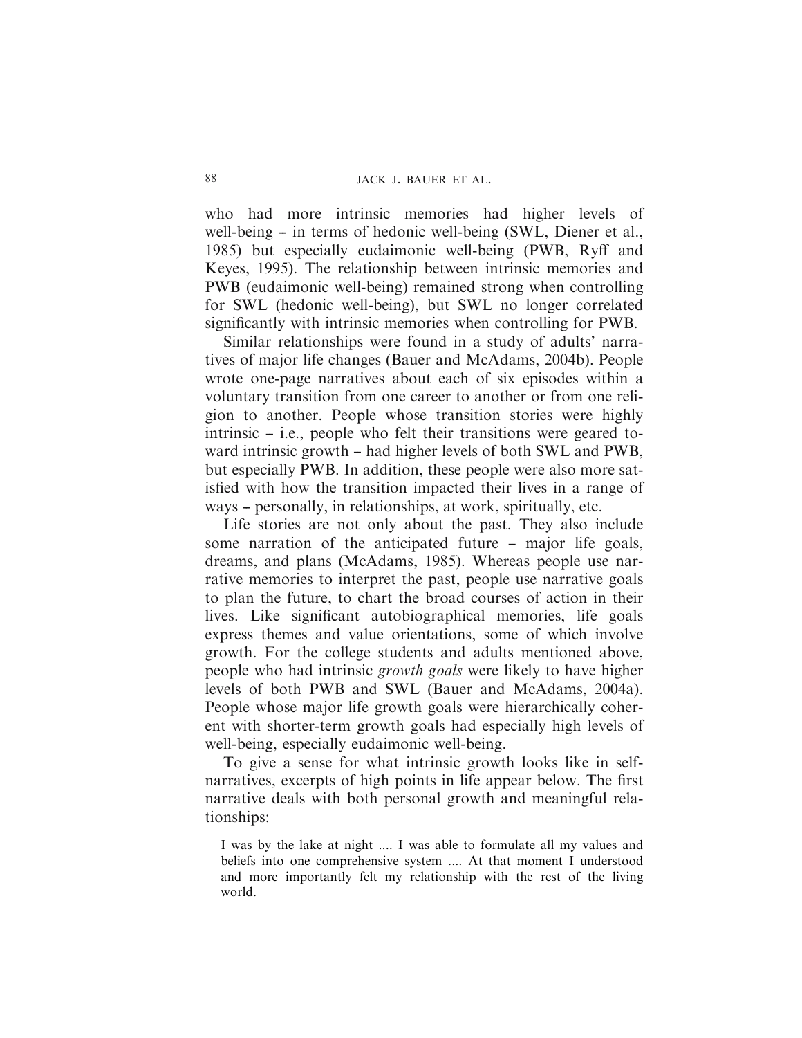who had more intrinsic memories had higher levels of well-being – in terms of hedonic well-being (SWL, Diener et al., 1985) but especially eudaimonic well-being (PWB, Ryff and Keyes, 1995). The relationship between intrinsic memories and PWB (eudaimonic well-being) remained strong when controlling for SWL (hedonic well-being), but SWL no longer correlated significantly with intrinsic memories when controlling for PWB.

Similar relationships were found in a study of adults' narratives of major life changes (Bauer and McAdams, 2004b). People wrote one-page narratives about each of six episodes within a voluntary transition from one career to another or from one religion to another. People whose transition stories were highly intrinsic – i.e., people who felt their transitions were geared toward intrinsic growth – had higher levels of both SWL and PWB, but especially PWB. In addition, these people were also more satisfied with how the transition impacted their lives in a range of ways – personally, in relationships, at work, spiritually, etc.

Life stories are not only about the past. They also include some narration of the anticipated future – major life goals, dreams, and plans (McAdams, 1985). Whereas people use narrative memories to interpret the past, people use narrative goals to plan the future, to chart the broad courses of action in their lives. Like significant autobiographical memories, life goals express themes and value orientations, some of which involve growth. For the college students and adults mentioned above, people who had intrinsic *growth goals* were likely to have higher levels of both PWB and SWL (Bauer and McAdams, 2004a). People whose major life growth goals were hierarchically coherent with shorter-term growth goals had especially high levels of well-being, especially eudaimonic well-being.

To give a sense for what intrinsic growth looks like in self-narratives, excerpts of high points in life appear below. The first narrative deals with both personal growth and meaningful relationships:

> I was by the lake at night .... I was able to formulate all my values and beliefs into one comprehensive system .... At that moment I understood and more importantly felt my relationship with the rest of the living world.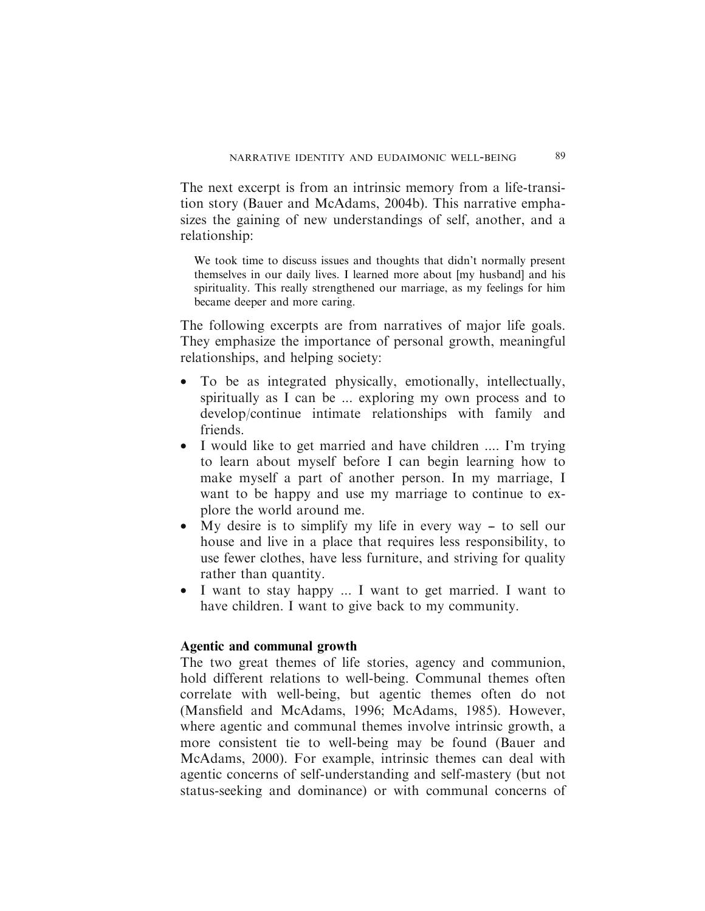The next excerpt is from an intrinsic memory from a life-transition story (Bauer and McAdams, 2004b). This narrative emphasizes the gaining of new understandings of self, another, and a relationship:

> We took time to discuss issues and thoughts that didn't normally present themselves in our daily lives. I learned more about [my husband] and his spirituality. This really strengthened our marriage, as my feelings for him became deeper and more caring.

The following excerpts are from narratives of major life goals. They emphasize the importance of personal growth, meaningful relationships, and helping society:

- To be as integrated physically, emotionally, intellectually, spiritually as I can be ... exploring my own process and to develop/continue intimate relationships with family and friends.
- I would like to get married and have children .... I'm trying to learn about myself before I can begin learning how to make myself a part of another person. In my marriage, I want to be happy and use my marriage to continue to explore the world around me.
- My desire is to simplify my life in every way – to sell our house and live in a place that requires less responsibility, to use fewer clothes, have less furniture, and striving for quality rather than quantity.
- I want to stay happy ... I want to get married. I want to have children. I want to give back to my community.

### Agentic and communal growth

The two great themes of life stories, agency and communion, hold different relations to well-being. Communal themes often correlate with well-being, but agentic themes often do not (Mansfield and McAdams, 1996; McAdams, 1985). However, where agentic and communal themes involve intrinsic growth, a more consistent tie to well-being may be found (Bauer and McAdams, 2000). For example, intrinsic themes can deal with agentic concerns of self-understanding and self-mastery (but not status-seeking and dominance) or with communal concerns of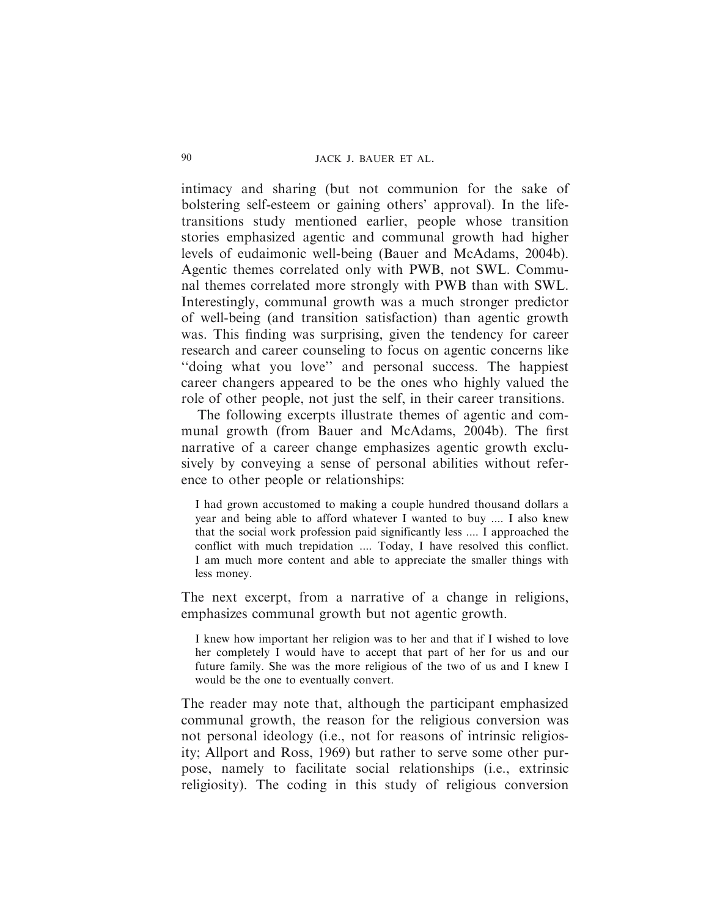intimacy and sharing (but not communion for the sake of bolstering self-esteem or gaining others' approval). In the life-transitions study mentioned earlier, people whose transition stories emphasized agentic and communal growth had higher levels of eudaimonic well-being (Bauer and McAdams, 2004b). Agentic themes correlated only with PWB, not SWL. Communal themes correlated more strongly with PWB than with SWL. Interestingly, communal growth was a much stronger predictor of well-being (and transition satisfaction) than agentic growth was. This finding was surprising, given the tendency for career research and career counseling to focus on agentic concerns like ''doing what you love'' and personal success. The happiest career changers appeared to be the ones who highly valued the role of other people, not just the self, in their career transitions.

The following excerpts illustrate themes of agentic and communal growth (from Bauer and McAdams, 2004b). The first narrative of a career change emphasizes agentic growth exclusively by conveying a sense of personal abilities without reference to other people or relationships:

> I had grown accustomed to making a couple hundred thousand dollars a year and being able to afford whatever I wanted to buy .... I also knew that the social work profession paid significantly less .... I approached the conflict with much trepidation .... Today, I have resolved this conflict. I am much more content and able to appreciate the smaller things with less money.

The next excerpt, from a narrative of a change in religions, emphasizes communal growth but not agentic growth.

> I knew how important her religion was to her and that if I wished to love her completely I would have to accept that part of her for us and our future family. She was the more religious of the two of us and I knew I would be the one to eventually convert.

The reader may note that, although the participant emphasized communal growth, the reason for the religious conversion was not personal ideology (i.e., not for reasons of intrinsic religiosity; Allport and Ross, 1969) but rather to serve some other purpose, namely to facilitate social relationships (i.e., extrinsic religiosity). The coding in this study of religious conversion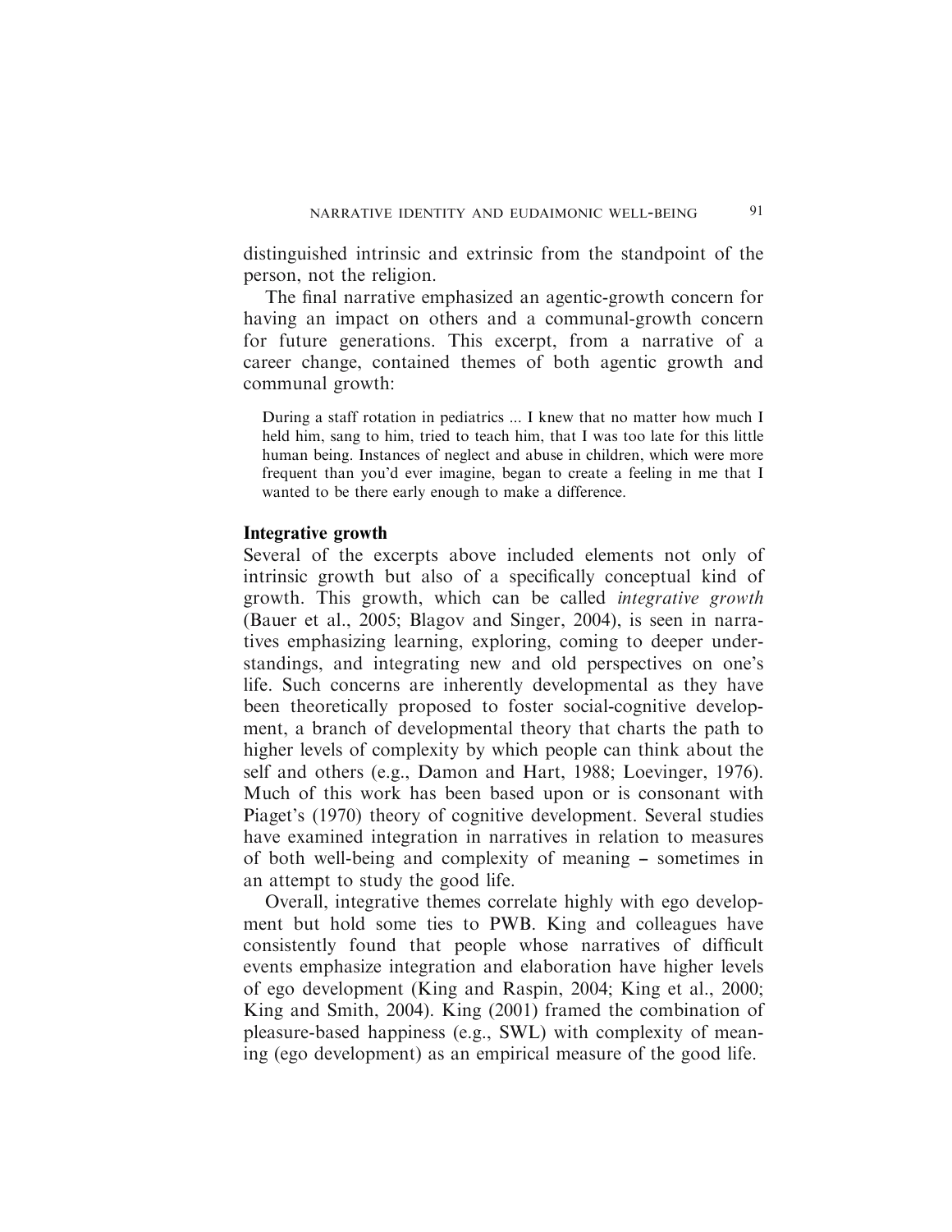distinguished intrinsic and extrinsic from the standpoint of the person, not the religion.

The final narrative emphasized an agentic-growth concern for having an impact on others and a communal-growth concern for future generations. This excerpt, from a narrative of a career change, contained themes of both agentic growth and communal growth:

> During a staff rotation in pediatrics ... I knew that no matter how much I held him, sang to him, tried to teach him, that I was too late for this little human being. Instances of neglect and abuse in children, which were more frequent than you'd ever imagine, began to create a feeling in me that I wanted to be there early enough to make a difference.

### Integrative growth

Several of the excerpts above included elements not only of intrinsic growth but also of a specifically conceptual kind of growth. This growth, which can be called *integrative growth* (Bauer et al., 2005; Blagov and Singer, 2004), is seen in narratives emphasizing learning, exploring, coming to deeper understandings, and integrating new and old perspectives on one's life. Such concerns are inherently developmental as they have been theoretically proposed to foster social-cognitive development, a branch of developmental theory that charts the path to higher levels of complexity by which people can think about the self and others (e.g., Damon and Hart, 1988; Loevinger, 1976). Much of this work has been based upon or is consonant with Piaget's (1970) theory of cognitive development. Several studies have examined integration in narratives in relation to measures of both well-being and complexity of meaning – sometimes in an attempt to study the good life.

Overall, integrative themes correlate highly with ego development but hold some ties to PWB. King and colleagues have consistently found that people whose narratives of difficult events emphasize integration and elaboration have higher levels of ego development (King and Raspin, 2004; King et al., 2000; King and Smith, 2004). King (2001) framed the combination of pleasure-based happiness (e.g., SWL) with complexity of meaning (ego development) as an empirical measure of the good life.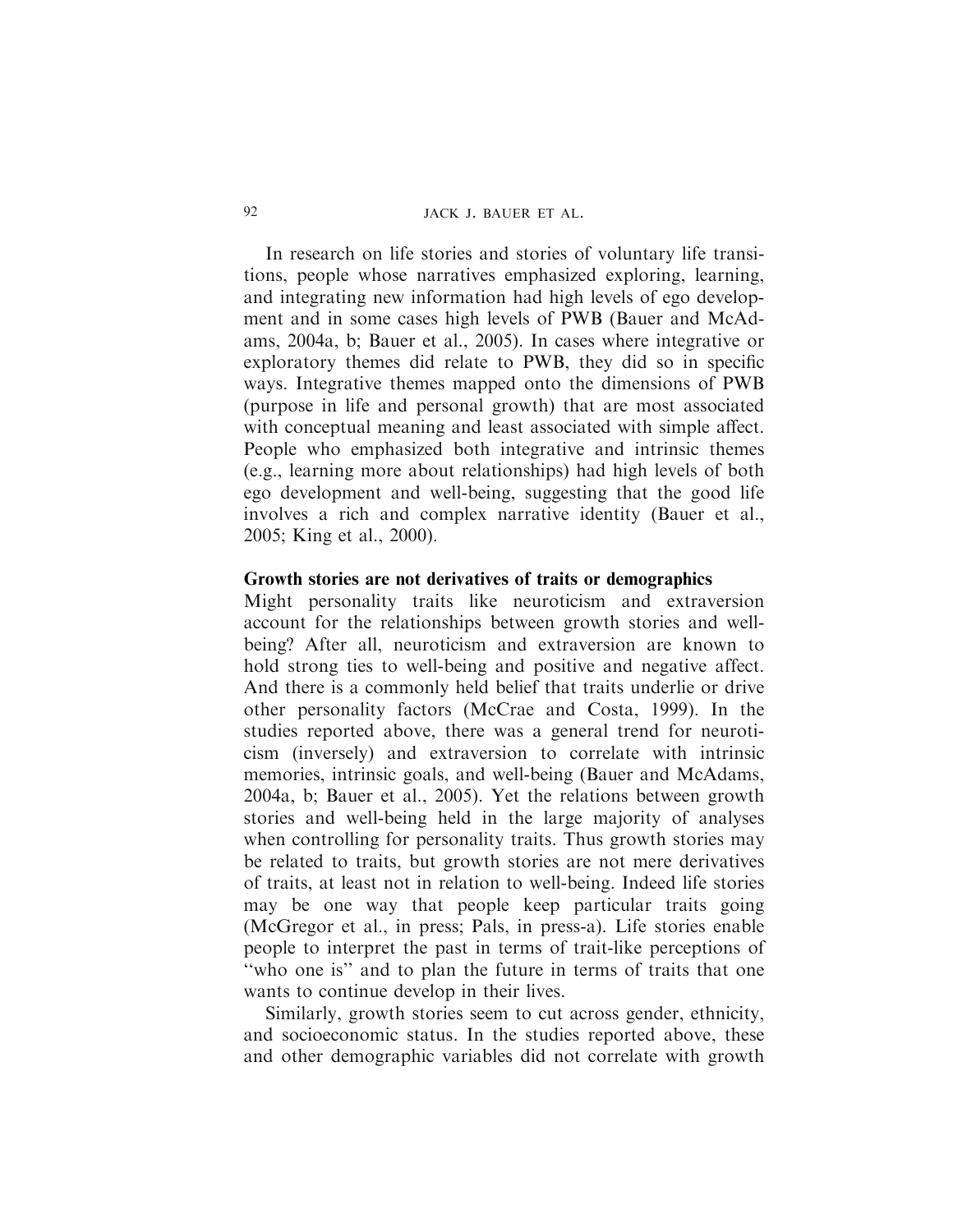In research on life stories and stories of voluntary life transitions, people whose narratives emphasized exploring, learning, and integrating new information had high levels of ego development and in some cases high levels of PWB (Bauer and McAdams, 2004a, b; Bauer et al., 2005). In cases where integrative or exploratory themes did relate to PWB, they did so in specific ways. Integrative themes mapped onto the dimensions of PWB (purpose in life and personal growth) that are most associated with conceptual meaning and least associated with simple affect. People who emphasized both integrative and intrinsic themes (e.g., learning more about relationships) had high levels of both ego development and well-being, suggesting that the good life involves a rich and complex narrative identity (Bauer et al., 2005; King et al., 2000).

**Growth stories are not derivatives of traits or demographics**

Might personality traits like neuroticism and extraversion account for the relationships between growth stories and well-being? After all, neuroticism and extraversion are known to hold strong ties to well-being and positive and negative affect. And there is a commonly held belief that traits underlie or drive other personality factors (McCrae and Costa, 1999). In the studies reported above, there was a general trend for neuroticism (inversely) and extraversion to correlate with intrinsic memories, intrinsic goals, and well-being (Bauer and McAdams, 2004a, b; Bauer et al., 2005). Yet the relations between growth stories and well-being held in the large majority of analyses when controlling for personality traits. Thus growth stories may be related to traits, but growth stories are not mere derivatives of traits, at least not in relation to well-being. Indeed life stories may be one way that people keep particular traits going (McGregor et al., in press; Pals, in press-a). Life stories enable people to interpret the past in terms of trait-like perceptions of "who one is" and to plan the future in terms of traits that one wants to continue develop in their lives.

Similarly, growth stories seem to cut across gender, ethnicity, and socioeconomic status. In the studies reported above, these and other demographic variables did not correlate with growth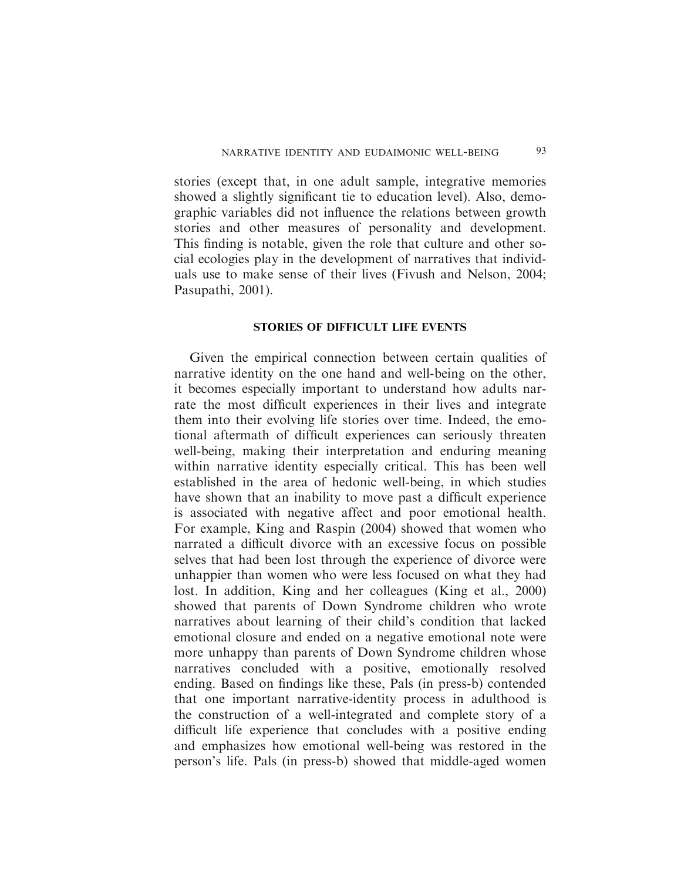stories (except that, in one adult sample, integrative memories showed a slightly significant tie to education level). Also, demographic variables did not influence the relations between growth stories and other measures of personality and development. This finding is notable, given the role that culture and other social ecologies play in the development of narratives that individuals use to make sense of their lives (Fivush and Nelson, 2004; Pasupathi, 2001).

## STORIES OF DIFFICULT LIFE EVENTS

Given the empirical connection between certain qualities of narrative identity on the one hand and well-being on the other, it becomes especially important to understand how adults narrate the most difficult experiences in their lives and integrate them into their evolving life stories over time. Indeed, the emotional aftermath of difficult experiences can seriously threaten well-being, making their interpretation and enduring meaning within narrative identity especially critical. This has been well established in the area of hedonic well-being, in which studies have shown that an inability to move past a difficult experience is associated with negative affect and poor emotional health. For example, King and Raspin (2004) showed that women who narrated a difficult divorce with an excessive focus on possible selves that had been lost through the experience of divorce were unhappier than women who were less focused on what they had lost. In addition, King and her colleagues (King et al., 2000) showed that parents of Down Syndrome children who wrote narratives about learning of their child's condition that lacked emotional closure and ended on a negative emotional note were more unhappy than parents of Down Syndrome children whose narratives concluded with a positive, emotionally resolved ending. Based on findings like these, Pals (in press-b) contended that one important narrative-identity process in adulthood is the construction of a well-integrated and complete story of a difficult life experience that concludes with a positive ending and emphasizes how emotional well-being was restored in the person's life. Pals (in press-b) showed that middle-aged women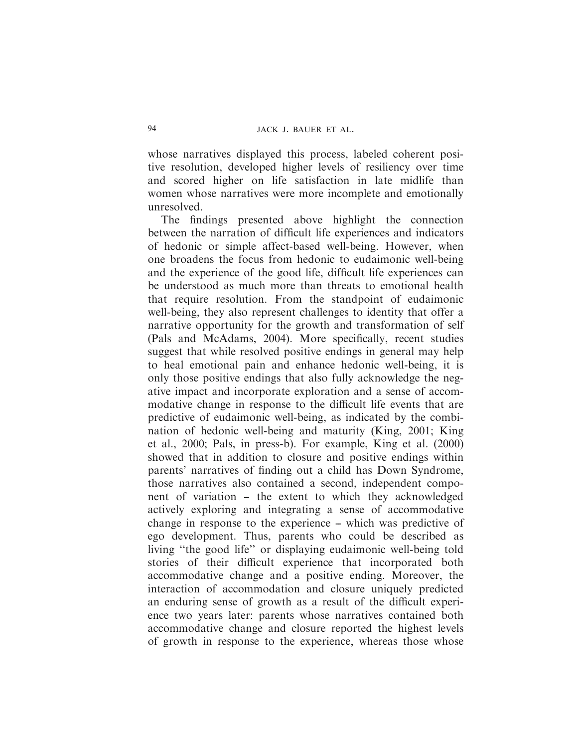whose narratives displayed this process, labeled coherent positive resolution, developed higher levels of resiliency over time and scored higher on life satisfaction in late midlife than women whose narratives were more incomplete and emotionally unresolved.

The findings presented above highlight the connection between the narration of difficult life experiences and indicators of hedonic or simple affect-based well-being. However, when one broadens the focus from hedonic to eudaimonic well-being and the experience of the good life, difficult life experiences can be understood as much more than threats to emotional health that require resolution. From the standpoint of eudaimonic well-being, they also represent challenges to identity that offer a narrative opportunity for the growth and transformation of self (Pals and McAdams, 2004). More specifically, recent studies suggest that while resolved positive endings in general may help to heal emotional pain and enhance hedonic well-being, it is only those positive endings that also fully acknowledge the negative impact and incorporate exploration and a sense of accommodative change in response to the difficult life events that are predictive of eudaimonic well-being, as indicated by the combination of hedonic well-being and maturity (King, 2001; King et al., 2000; Pals, in press-b). For example, King et al. (2000) showed that in addition to closure and positive endings within parents' narratives of finding out a child has Down Syndrome, those narratives also contained a second, independent component of variation – the extent to which they acknowledged actively exploring and integrating a sense of accommodative change in response to the experience – which was predictive of ego development. Thus, parents who could be described as living "the good life" or displaying eudaimonic well-being told stories of their difficult experience that incorporated both accommodative change and a positive ending. Moreover, the interaction of accommodation and closure uniquely predicted an enduring sense of growth as a result of the difficult experience two years later: parents whose narratives contained both accommodative change and closure reported the highest levels of growth in response to the experience, whereas those whose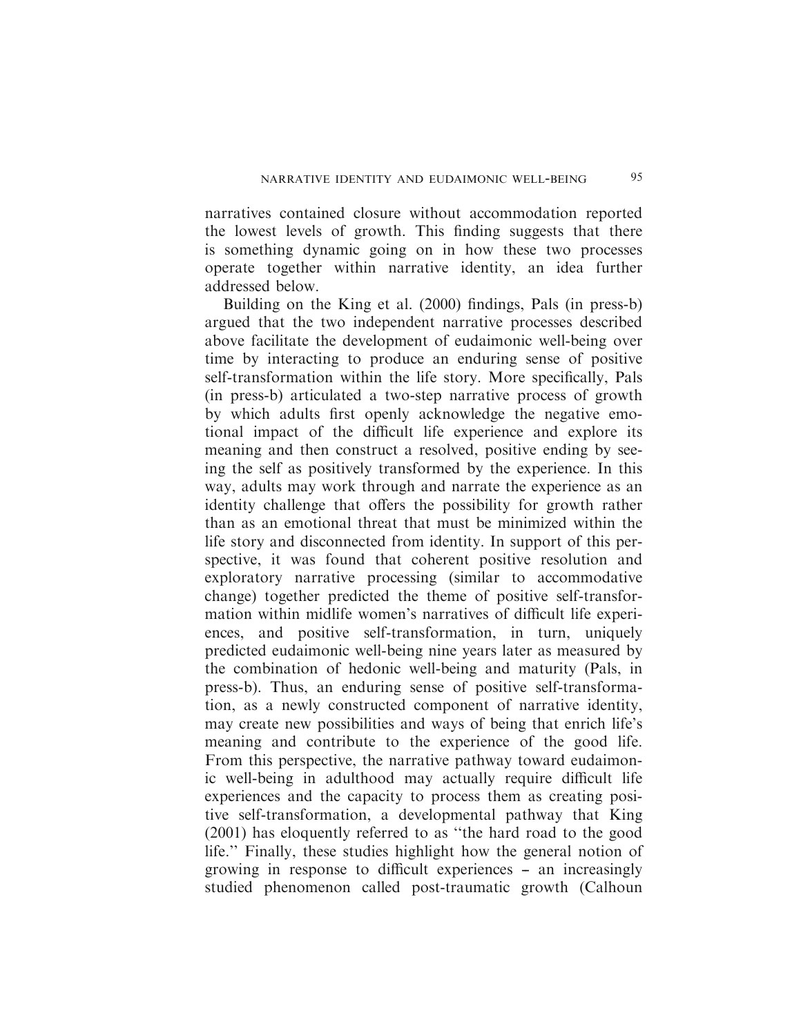narratives contained closure without accommodation reported the lowest levels of growth. This finding suggests that there is something dynamic going on in how these two processes operate together within narrative identity, an idea further addressed below.

Building on the King et al. (2000) findings, Pals (in press-b) argued that the two independent narrative processes described above facilitate the development of eudaimonic well-being over time by interacting to produce an enduring sense of positive self-transformation within the life story. More specifically, Pals (in press-b) articulated a two-step narrative process of growth by which adults first openly acknowledge the negative emotional impact of the difficult life experience and explore its meaning and then construct a resolved, positive ending by seeing the self as positively transformed by the experience. In this way, adults may work through and narrate the experience as an identity challenge that offers the possibility for growth rather than as an emotional threat that must be minimized within the life story and disconnected from identity. In support of this perspective, it was found that coherent positive resolution and exploratory narrative processing (similar to accommodative change) together predicted the theme of positive self-transformation within midlife women's narratives of difficult life experiences, and positive self-transformation, in turn, uniquely predicted eudaimonic well-being nine years later as measured by the combination of hedonic well-being and maturity (Pals, in press-b). Thus, an enduring sense of positive self-transformation, as a newly constructed component of narrative identity, may create new possibilities and ways of being that enrich life's meaning and contribute to the experience of the good life. From this perspective, the narrative pathway toward eudaimonic well-being in adulthood may actually require difficult life experiences and the capacity to process them as creating positive self-transformation, a developmental pathway that King (2001) has eloquently referred to as "the hard road to the good life." Finally, these studies highlight how the general notion of growing in response to difficult experiences – an increasingly studied phenomenon called post-traumatic growth (Calhoun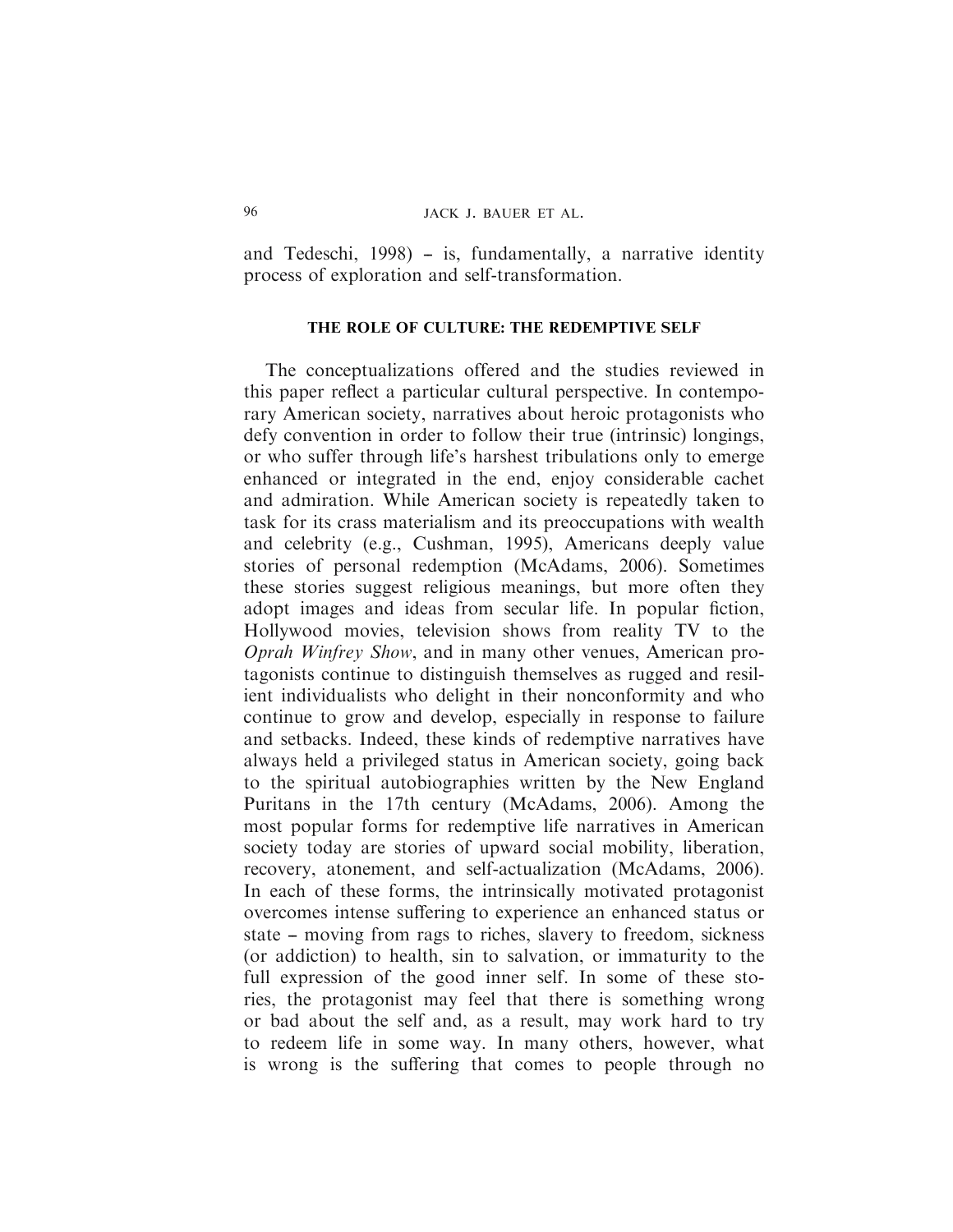and Tedeschi, 1998) – is, fundamentally, a narrative identity process of exploration and self-transformation.

## THE ROLE OF CULTURE: THE REDEMPTIVE SELF

The conceptualizations offered and the studies reviewed in this paper reflect a particular cultural perspective. In contemporary American society, narratives about heroic protagonists who defy convention in order to follow their true (intrinsic) longings, or who suffer through life's harshest tribulations only to emerge enhanced or integrated in the end, enjoy considerable cachet and admiration. While American society is repeatedly taken to task for its crass materialism and its preoccupations with wealth and celebrity (e.g., Cushman, 1995), Americans deeply value stories of personal redemption (McAdams, 2006). Sometimes these stories suggest religious meanings, but more often they adopt images and ideas from secular life. In popular fiction, Hollywood movies, television shows from reality TV to the *Oprah Winfrey Show*, and in many other venues, American protagonists continue to distinguish themselves as rugged and resilient individualists who delight in their nonconformity and who continue to grow and develop, especially in response to failure and setbacks. Indeed, these kinds of redemptive narratives have always held a privileged status in American society, going back to the spiritual autobiographies written by the New England Puritans in the 17th century (McAdams, 2006). Among the most popular forms for redemptive life narratives in American society today are stories of upward social mobility, liberation, recovery, atonement, and self-actualization (McAdams, 2006). In each of these forms, the intrinsically motivated protagonist overcomes intense suffering to experience an enhanced status or state – moving from rags to riches, slavery to freedom, sickness (or addiction) to health, sin to salvation, or immaturity to the full expression of the good inner self. In some of these stories, the protagonist may feel that there is something wrong or bad about the self and, as a result, may work hard to try to redeem life in some way. In many others, however, what is wrong is the suffering that comes to people through no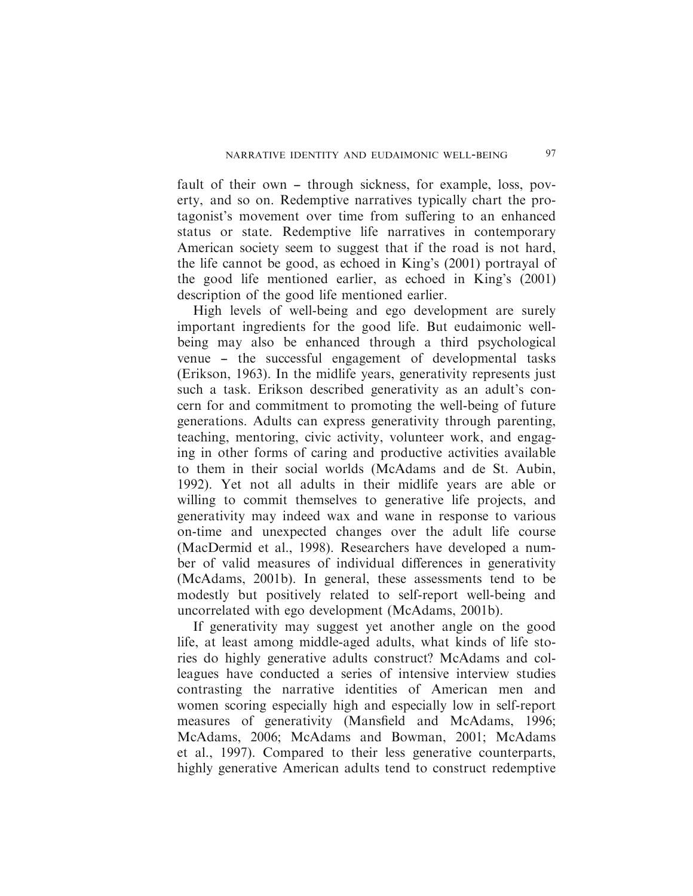fault of their own – through sickness, for example, loss, poverty, and so on. Redemptive narratives typically chart the protagonist's movement over time from suffering to an enhanced status or state. Redemptive life narratives in contemporary American society seem to suggest that if the road is not hard, the life cannot be good, as echoed in King's (2001) portrayal of the good life mentioned earlier, as echoed in King's (2001) description of the good life mentioned earlier.

High levels of well-being and ego development are surely important ingredients for the good life. But eudaimonic well-being may also be enhanced through a third psychological venue – the successful engagement of developmental tasks (Erikson, 1963). In the midlife years, generativity represents just such a task. Erikson described generativity as an adult's concern for and commitment to promoting the well-being of future generations. Adults can express generativity through parenting, teaching, mentoring, civic activity, volunteer work, and engaging in other forms of caring and productive activities available to them in their social worlds (McAdams and de St. Aubin, 1992). Yet not all adults in their midlife years are able or willing to commit themselves to generative life projects, and generativity may indeed wax and wane in response to various on-time and unexpected changes over the adult life course (MacDermid et al., 1998). Researchers have developed a number of valid measures of individual differences in generativity (McAdams, 2001b). In general, these assessments tend to be modestly but positively related to self-report well-being and uncorrelated with ego development (McAdams, 2001b).

If generativity may suggest yet another angle on the good life, at least among middle-aged adults, what kinds of life stories do highly generative adults construct? McAdams and colleagues have conducted a series of intensive interview studies contrasting the narrative identities of American men and women scoring especially high and especially low in self-report measures of generativity (Mansfield and McAdams, 1996; McAdams, 2006; McAdams and Bowman, 2001; McAdams et al., 1997). Compared to their less generative counterparts, highly generative American adults tend to construct redemptive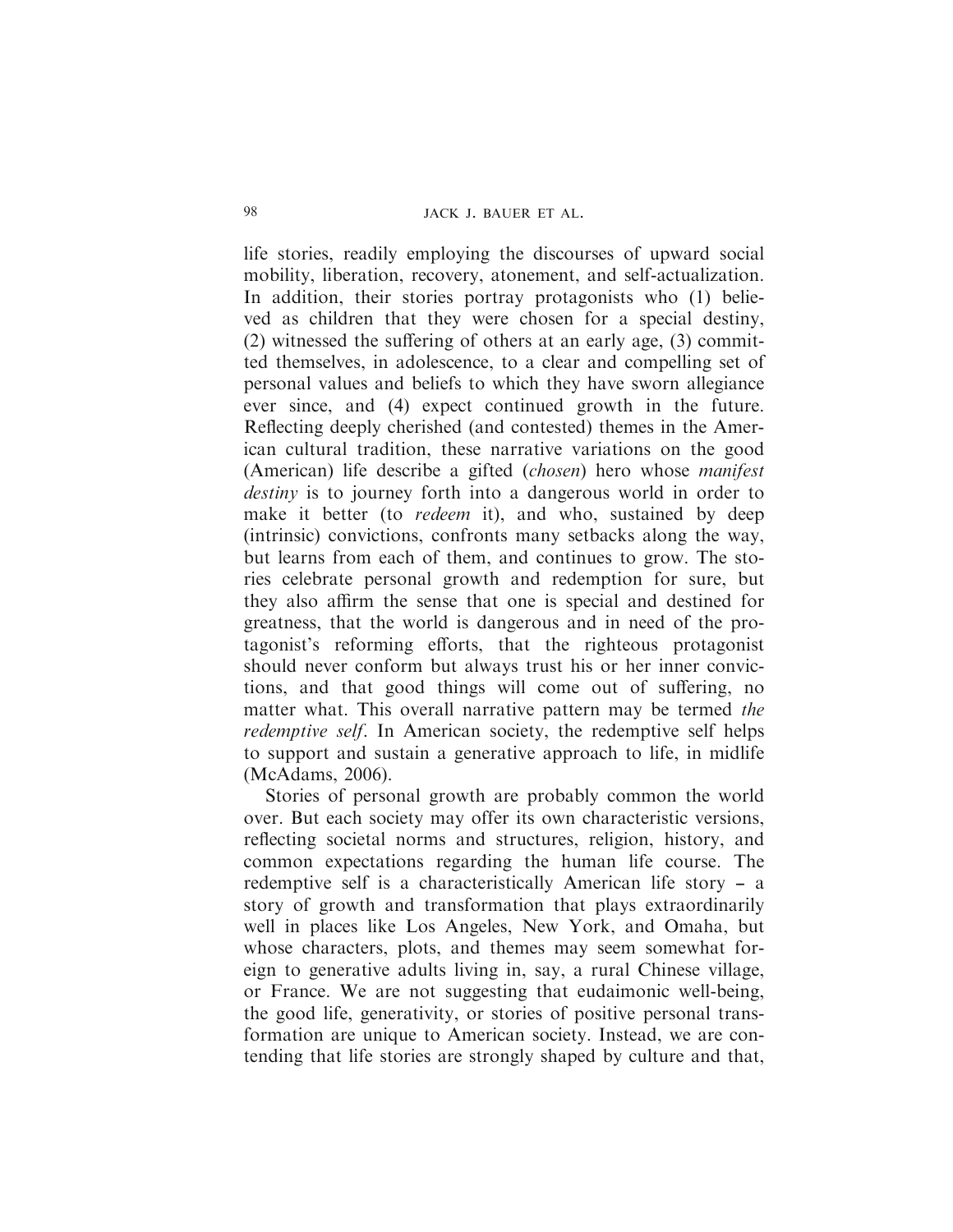life stories, readily employing the discourses of upward social mobility, liberation, recovery, atonement, and self-actualization. In addition, their stories portray protagonists who (1) believed as children that they were chosen for a special destiny, (2) witnessed the suffering of others at an early age, (3) committed themselves, in adolescence, to a clear and compelling set of personal values and beliefs to which they have sworn allegiance ever since, and (4) expect continued growth in the future. Reflecting deeply cherished (and contested) themes in the American cultural tradition, these narrative variations on the good (American) life describe a gifted (*chosen*) hero whose *manifest destiny* is to journey forth into a dangerous world in order to make it better (to *redeem* it), and who, sustained by deep (intrinsic) convictions, confronts many setbacks along the way, but learns from each of them, and continues to grow. The stories celebrate personal growth and redemption for sure, but they also affirm the sense that one is special and destined for greatness, that the world is dangerous and in need of the protagonist's reforming efforts, that the righteous protagonist should never conform but always trust his or her inner convictions, and that good things will come out of suffering, no matter what. This overall narrative pattern may be termed *the redemptive self*. In American society, the redemptive self helps to support and sustain a generative approach to life, in midlife (McAdams, 2006).

Stories of personal growth are probably common the world over. But each society may offer its own characteristic versions, reflecting societal norms and structures, religion, history, and common expectations regarding the human life course. The redemptive self is a characteristically American life story – a story of growth and transformation that plays extraordinarily well in places like Los Angeles, New York, and Omaha, but whose characters, plots, and themes may seem somewhat foreign to generative adults living in, say, a rural Chinese village, or France. We are not suggesting that eudaimonic well-being, the good life, generativity, or stories of positive personal transformation are unique to American society. Instead, we are contending that life stories are strongly shaped by culture and that,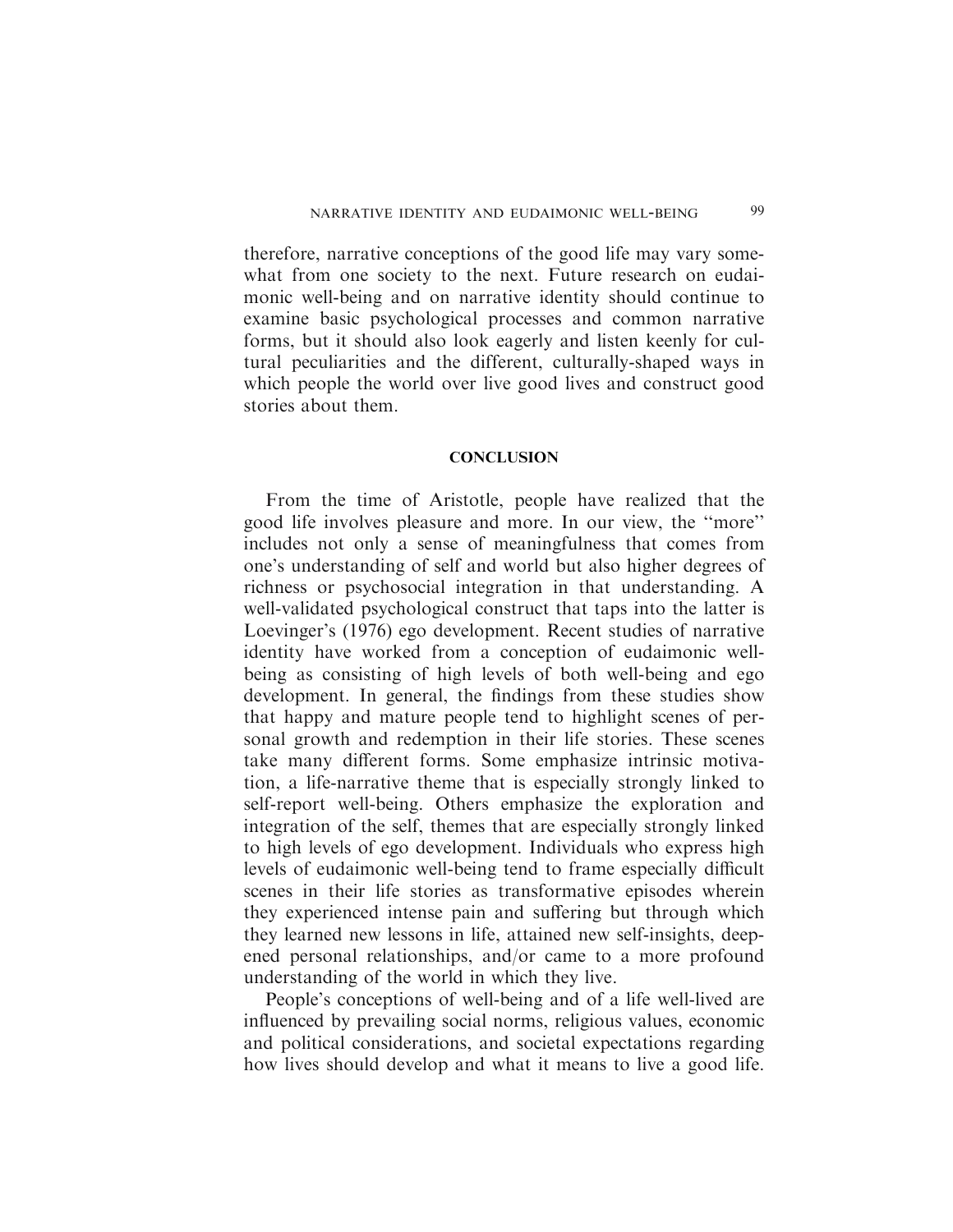therefore, narrative conceptions of the good life may vary somewhat from one society to the next. Future research on eudaimonic well-being and on narrative identity should continue to examine basic psychological processes and common narrative forms, but it should also look eagerly and listen keenly for cultural peculiarities and the different, culturally-shaped ways in which people the world over live good lives and construct good stories about them.

## CONCLUSION

From the time of Aristotle, people have realized that the good life involves pleasure and more. In our view, the "more" includes not only a sense of meaningfulness that comes from one's understanding of self and world but also higher degrees of richness or psychosocial integration in that understanding. A well-validated psychological construct that taps into the latter is Loevinger's (1976) ego development. Recent studies of narrative identity have worked from a conception of eudaimonic well-being as consisting of high levels of both well-being and ego development. In general, the findings from these studies show that happy and mature people tend to highlight scenes of personal growth and redemption in their life stories. These scenes take many different forms. Some emphasize intrinsic motivation, a life-narrative theme that is especially strongly linked to self-report well-being. Others emphasize the exploration and integration of the self, themes that are especially strongly linked to high levels of ego development. Individuals who express high levels of eudaimonic well-being tend to frame especially difficult scenes in their life stories as transformative episodes wherein they experienced intense pain and suffering but through which they learned new lessons in life, attained new self-insights, deepened personal relationships, and/or came to a more profound understanding of the world in which they live.

People's conceptions of well-being and of a life well-lived are influenced by prevailing social norms, religious values, economic and political considerations, and societal expectations regarding how lives should develop and what it means to live a good life.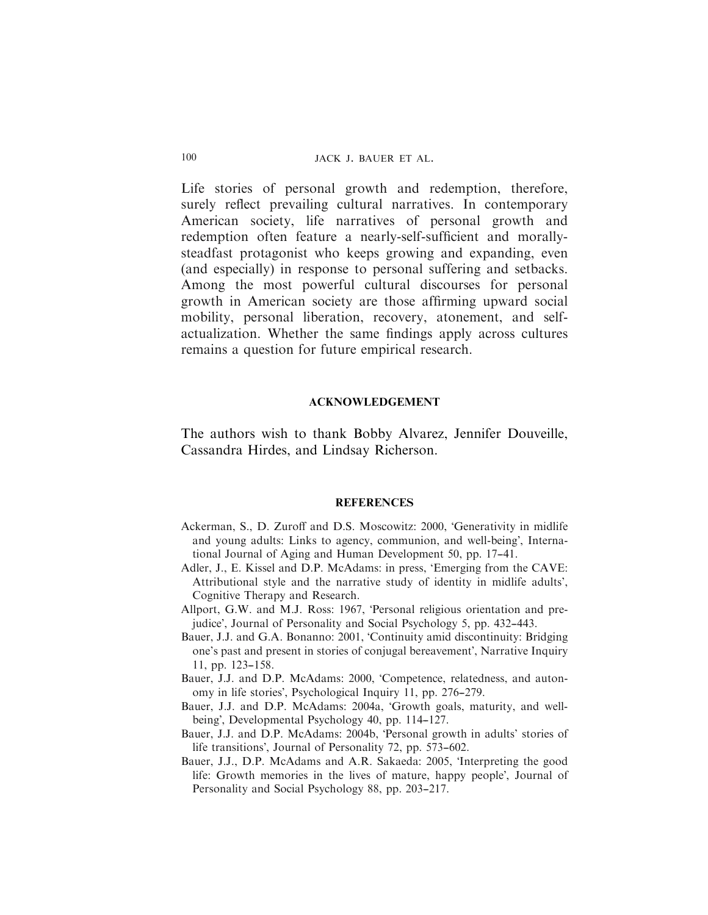Life stories of personal growth and redemption, therefore, surely reflect prevailing cultural narratives. In contemporary American society, life narratives of personal growth and redemption often feature a nearly-self-sufficient and morally-steadfast protagonist who keeps growing and expanding, even (and especially) in response to personal suffering and setbacks. Among the most powerful cultural discourses for personal growth in American society are those affirming upward social mobility, personal liberation, recovery, atonement, and self-actualization. Whether the same findings apply across cultures remains a question for future empirical research.

## ACKNOWLEDGEMENT

The authors wish to thank Bobby Alvarez, Jennifer Douveille, Cassandra Hirdes, and Lindsay Richerson.

## REFERENCES

Ackerman, S., D. Zuroff and D.S. Moscowitz: 2000, 'Generativity in midlife and young adults: Links to agency, communion, and well-being', International Journal of Aging and Human Development 50, pp. 17–41.

Adler, J., E. Kissel and D.P. McAdams: in press, 'Emerging from the CAVE: Attributional style and the narrative study of identity in midlife adults', Cognitive Therapy and Research.

Allport, G.W. and M.J. Ross: 1967, 'Personal religious orientation and prejudice', Journal of Personality and Social Psychology 5, pp. 432–443.

Bauer, J.J. and G.A. Bonanno: 2001, 'Continuity amid discontinuity: Bridging one's past and present in stories of conjugal bereavement', Narrative Inquiry 11, pp. 123–158.

Bauer, J.J. and D.P. McAdams: 2000, 'Competence, relatedness, and autonomy in life stories', Psychological Inquiry 11, pp. 276–279.

Bauer, J.J. and D.P. McAdams: 2004a, 'Growth goals, maturity, and well-being', Developmental Psychology 40, pp. 114–127.

Bauer, J.J. and D.P. McAdams: 2004b, 'Personal growth in adults' stories of life transitions', Journal of Personality 72, pp. 573–602.

Bauer, J.J., D.P. McAdams and A.R. Sakaeda: 2005, 'Interpreting the good life: Growth memories in the lives of mature, happy people', Journal of Personality and Social Psychology 88, pp. 203–217.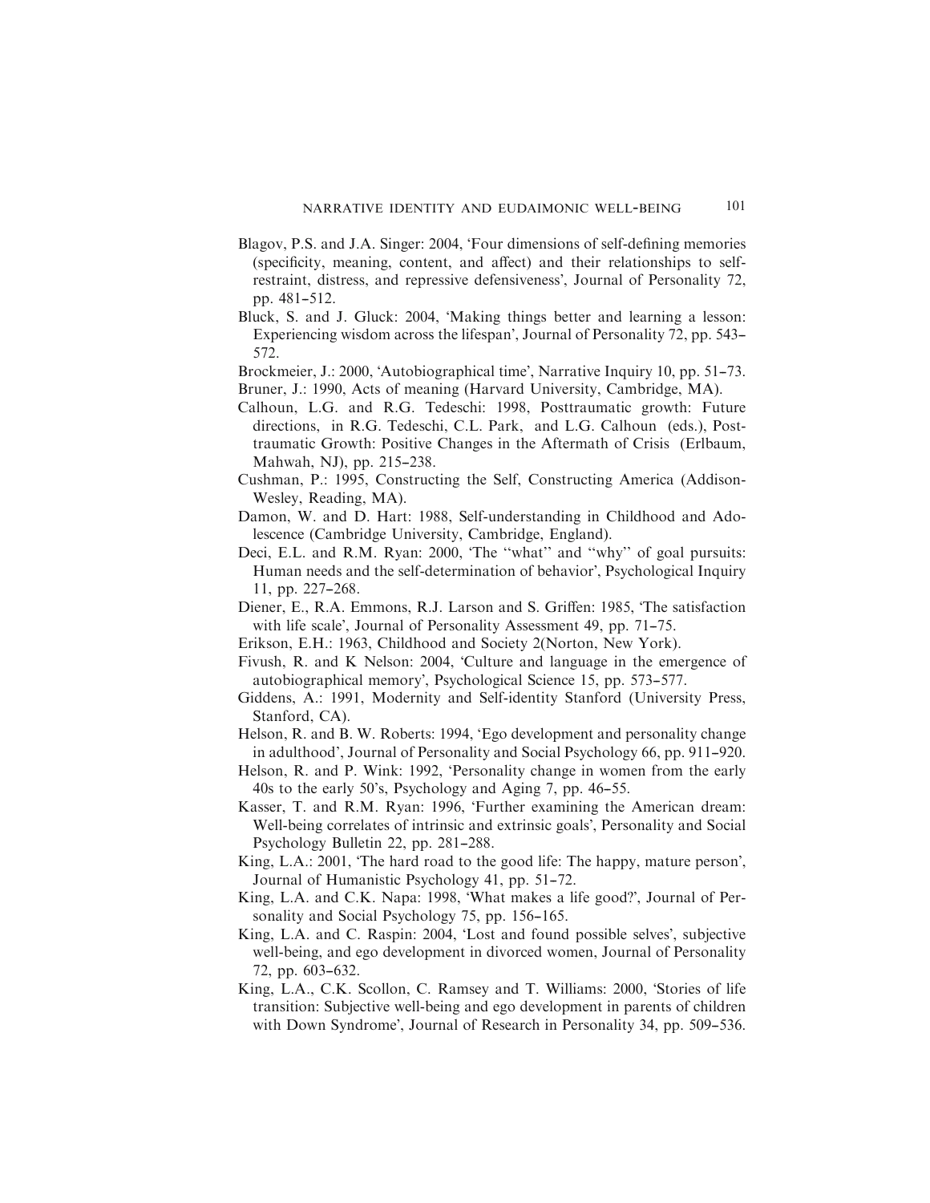Blagov, P.S. and J.A. Singer: 2004, 'Four dimensions of self-defining memories (specificity, meaning, content, and affect) and their relationships to self-restraint, distress, and repressive defensiveness', Journal of Personality 72, pp. 481–512.

Bluck, S. and J. Gluck: 2004, 'Making things better and learning a lesson: Experiencing wisdom across the lifespan', Journal of Personality 72, pp. 543–572.

Brockmeier, J.: 2000, 'Autobiographical time', Narrative Inquiry 10, pp. 51–73.

Bruner, J.: 1990, Acts of meaning (Harvard University, Cambridge, MA).

Calhoun, L.G. and R.G. Tedeschi: 1998, Posttraumatic growth: Future directions, in R.G. Tedeschi, C.L. Park, and L.G. Calhoun (eds.), Posttraumatic Growth: Positive Changes in the Aftermath of Crisis (Erlbaum, Mahwah, NJ), pp. 215–238.

Cushman, P.: 1995, Constructing the Self, Constructing America (Addison-Wesley, Reading, MA).

Damon, W. and D. Hart: 1988, Self-understanding in Childhood and Adolescence (Cambridge University, Cambridge, England).

Deci, E.L. and R.M. Ryan: 2000, 'The "what" and "why" of goal pursuits: Human needs and the self-determination of behavior', Psychological Inquiry 11, pp. 227–268.

Diener, E., R.A. Emmons, R.J. Larson and S. Griffen: 1985, 'The satisfaction with life scale', Journal of Personality Assessment 49, pp. 71–75.

Erikson, E.H.: 1963, Childhood and Society 2(Norton, New York).

Fivush, R. and K Nelson: 2004, 'Culture and language in the emergence of autobiographical memory', Psychological Science 15, pp. 573–577.

Giddens, A.: 1991, Modernity and Self-identity Stanford (University Press, Stanford, CA).

Helson, R. and B. W. Roberts: 1994, 'Ego development and personality change in adulthood', Journal of Personality and Social Psychology 66, pp. 911–920.

Helson, R. and P. Wink: 1992, 'Personality change in women from the early 40s to the early 50's, Psychology and Aging 7, pp. 46–55.

Kasser, T. and R.M. Ryan: 1996, 'Further examining the American dream: Well-being correlates of intrinsic and extrinsic goals', Personality and Social Psychology Bulletin 22, pp. 281–288.

King, L.A.: 2001, 'The hard road to the good life: The happy, mature person', Journal of Humanistic Psychology 41, pp. 51–72.

King, L.A. and C.K. Napa: 1998, 'What makes a life good?', Journal of Personality and Social Psychology 75, pp. 156–165.

King, L.A. and C. Raspin: 2004, 'Lost and found possible selves', subjective well-being, and ego development in divorced women, Journal of Personality 72, pp. 603–632.

King, L.A., C.K. Scollon, C. Ramsey and T. Williams: 2000, 'Stories of life transition: Subjective well-being and ego development in parents of children with Down Syndrome', Journal of Research in Personality 34, pp. 509–536.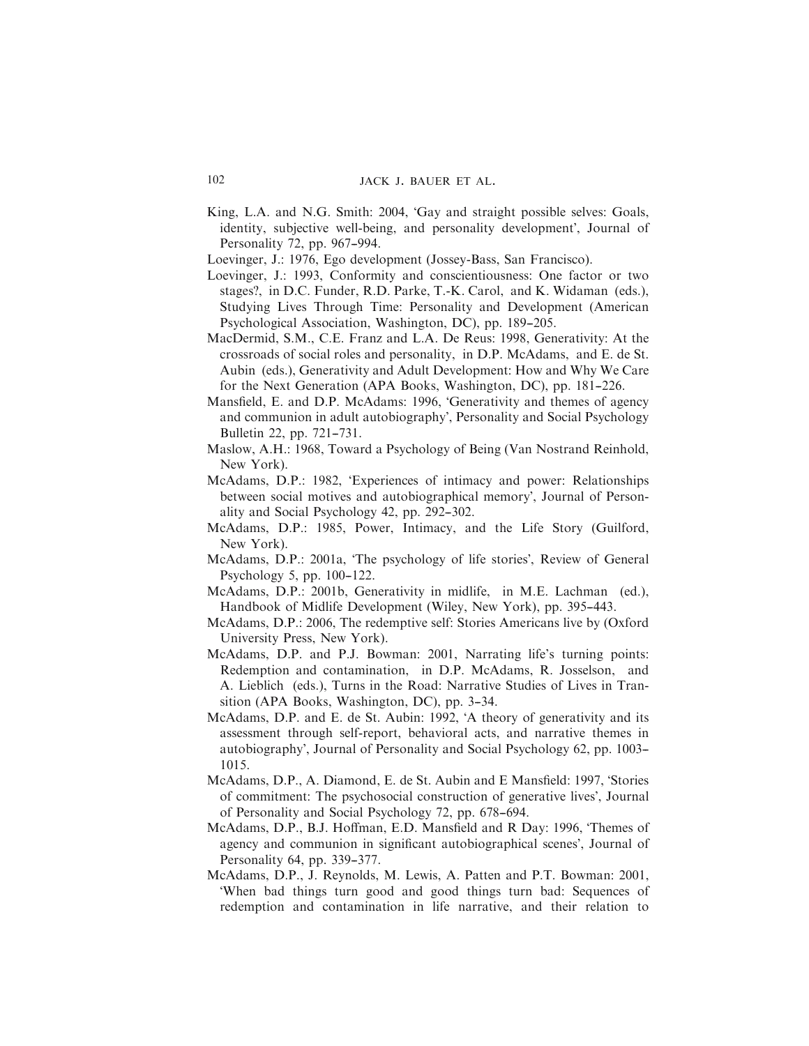King, L.A. and N.G. Smith: 2004, 'Gay and straight possible selves: Goals, identity, subjective well-being, and personality development', Journal of Personality 72, pp. 967–994.

Loevinger, J.: 1976, Ego development (Jossey-Bass, San Francisco).

Loevinger, J.: 1993, Conformity and conscientiousness: One factor or two stages?, in D.C. Funder, R.D. Parke, T.-K. Carol, and K. Widaman (eds.), Studying Lives Through Time: Personality and Development (American Psychological Association, Washington, DC), pp. 189–205.

MacDermid, S.M., C.E. Franz and L.A. De Reus: 1998, Generativity: At the crossroads of social roles and personality, in D.P. McAdams, and E. de St. Aubin (eds.), Generativity and Adult Development: How and Why We Care for the Next Generation (APA Books, Washington, DC), pp. 181–226.

Mansfield, E. and D.P. McAdams: 1996, 'Generativity and themes of agency and communion in adult autobiography', Personality and Social Psychology Bulletin 22, pp. 721–731.

Maslow, A.H.: 1968, Toward a Psychology of Being (Van Nostrand Reinhold, New York).

McAdams, D.P.: 1982, 'Experiences of intimacy and power: Relationships between social motives and autobiographical memory', Journal of Personality and Social Psychology 42, pp. 292–302.

McAdams, D.P.: 1985, Power, Intimacy, and the Life Story (Guilford, New York).

McAdams, D.P.: 2001a, 'The psychology of life stories', Review of General Psychology 5, pp. 100–122.

McAdams, D.P.: 2001b, Generativity in midlife, in M.E. Lachman (ed.), Handbook of Midlife Development (Wiley, New York), pp. 395–443.

McAdams, D.P.: 2006, The redemptive self: Stories Americans live by (Oxford University Press, New York).

McAdams, D.P. and P.J. Bowman: 2001, Narrating life's turning points: Redemption and contamination, in D.P. McAdams, R. Josselson, and A. Lieblich (eds.), Turns in the Road: Narrative Studies of Lives in Transition (APA Books, Washington, DC), pp. 3–34.

McAdams, D.P. and E. de St. Aubin: 1992, 'A theory of generativity and its assessment through self-report, behavioral acts, and narrative themes in autobiography', Journal of Personality and Social Psychology 62, pp. 1003–1015.

McAdams, D.P., A. Diamond, E. de St. Aubin and E Mansfield: 1997, 'Stories of commitment: The psychosocial construction of generative lives', Journal of Personality and Social Psychology 72, pp. 678–694.

McAdams, D.P., B.J. Hoffman, E.D. Mansfield and R Day: 1996, 'Themes of agency and communion in significant autobiographical scenes', Journal of Personality 64, pp. 339–377.

McAdams, D.P., J. Reynolds, M. Lewis, A. Patten and P.T. Bowman: 2001, 'When bad things turn good and good things turn bad: Sequences of redemption and contamination in life narrative, and their relation to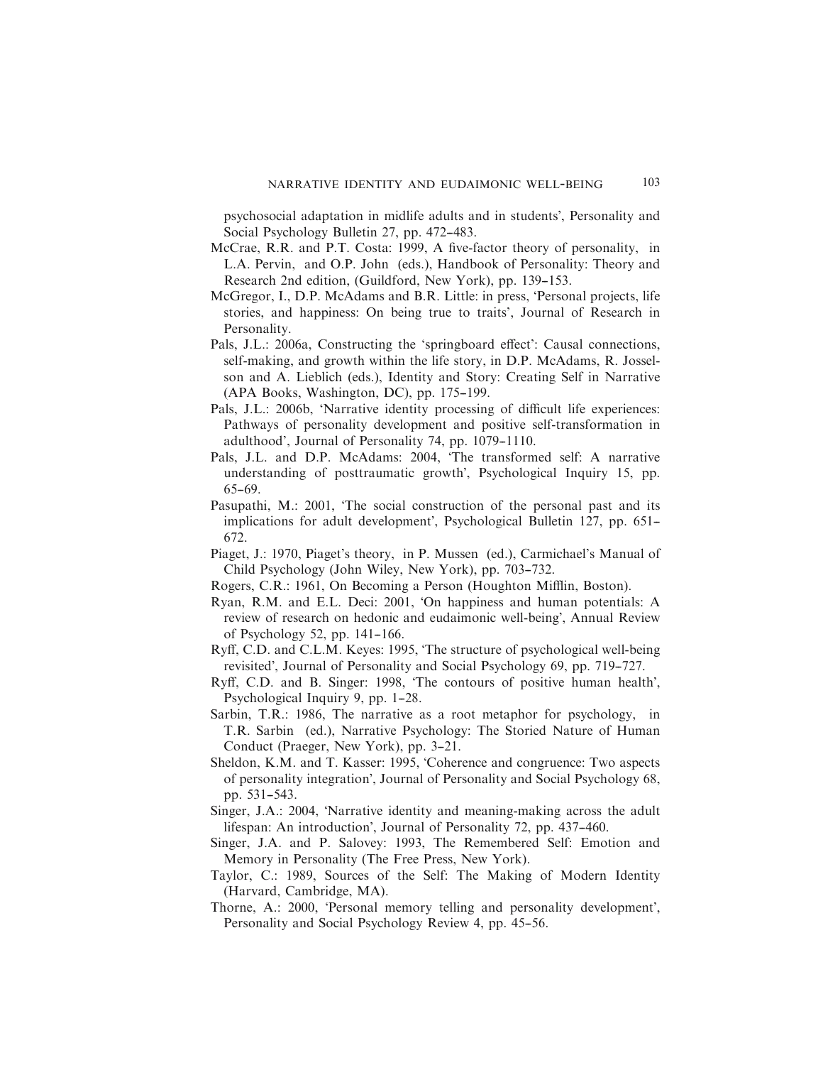psychosocial adaptation in midlife adults and in students', Personality and Social Psychology Bulletin 27, pp. 472–483.

McCrae, R.R. and P.T. Costa: 1999, A five-factor theory of personality, in L.A. Pervin, and O.P. John (eds.), Handbook of Personality: Theory and Research 2nd edition, (Guildford, New York), pp. 139–153.

McGregor, I., D.P. McAdams and B.R. Little: in press, 'Personal projects, life stories, and happiness: On being true to traits', Journal of Research in Personality.

Pals, J.L.: 2006a, Constructing the 'springboard effect': Causal connections, self-making, and growth within the life story, in D.P. McAdams, R. Josselson and A. Lieblich (eds.), Identity and Story: Creating Self in Narrative (APA Books, Washington, DC), pp. 175–199.

Pals, J.L.: 2006b, 'Narrative identity processing of difficult life experiences: Pathways of personality development and positive self-transformation in adulthood', Journal of Personality 74, pp. 1079–1110.

Pals, J.L. and D.P. McAdams: 2004, 'The transformed self: A narrative understanding of posttraumatic growth', Psychological Inquiry 15, pp. 65–69.

Pasupathi, M.: 2001, 'The social construction of the personal past and its implications for adult development', Psychological Bulletin 127, pp. 651–672.

Piaget, J.: 1970, Piaget's theory, in P. Mussen (ed.), Carmichael's Manual of Child Psychology (John Wiley, New York), pp. 703–732.

Rogers, C.R.: 1961, On Becoming a Person (Houghton Mifflin, Boston).

Ryan, R.M. and E.L. Deci: 2001, 'On happiness and human potentials: A review of research on hedonic and eudaimonic well-being', Annual Review of Psychology 52, pp. 141–166.

Ryff, C.D. and C.L.M. Keyes: 1995, 'The structure of psychological well-being revisited', Journal of Personality and Social Psychology 69, pp. 719–727.

Ryff, C.D. and B. Singer: 1998, 'The contours of positive human health', Psychological Inquiry 9, pp. 1–28.

Sarbin, T.R.: 1986, The narrative as a root metaphor for psychology, in T.R. Sarbin (ed.), Narrative Psychology: The Storied Nature of Human Conduct (Praeger, New York), pp. 3–21.

Sheldon, K.M. and T. Kasser: 1995, 'Coherence and congruence: Two aspects of personality integration', Journal of Personality and Social Psychology 68, pp. 531–543.

Singer, J.A.: 2004, 'Narrative identity and meaning-making across the adult lifespan: An introduction', Journal of Personality 72, pp. 437–460.

Singer, J.A. and P. Salovey: 1993, The Remembered Self: Emotion and Memory in Personality (The Free Press, New York).

Taylor, C.: 1989, Sources of the Self: The Making of Modern Identity (Harvard, Cambridge, MA).

Thorne, A.: 2000, 'Personal memory telling and personality development', Personality and Social Psychology Review 4, pp. 45–56.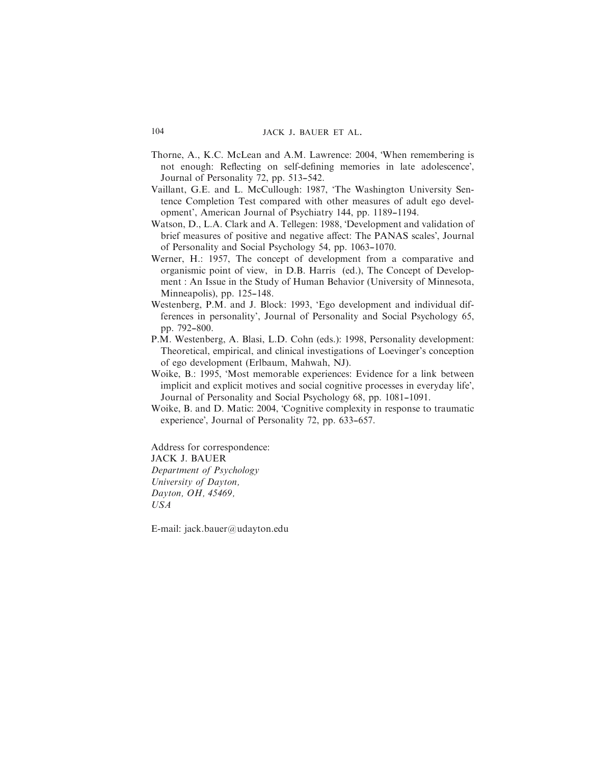Thorne, A., K.C. McLean and A.M. Lawrence: 2004, 'When remembering is not enough: Reflecting on self-defining memories in late adolescence', Journal of Personality 72, pp. 513–542.

Vaillant, G.E. and L. McCullough: 1987, 'The Washington University Sentence Completion Test compared with other measures of adult ego development', American Journal of Psychiatry 144, pp. 1189–1194.

Watson, D., L.A. Clark and A. Tellegen: 1988, 'Development and validation of brief measures of positive and negative affect: The PANAS scales', Journal of Personality and Social Psychology 54, pp. 1063–1070.

Werner, H.: 1957, The concept of development from a comparative and organismic point of view, in D.B. Harris (ed.), The Concept of Development : An Issue in the Study of Human Behavior (University of Minnesota, Minneapolis), pp. 125–148.

Westenberg, P.M. and J. Block: 1993, 'Ego development and individual differences in personality', Journal of Personality and Social Psychology 65, pp. 792–800.

P.M. Westenberg, A. Blasi, L.D. Cohn (eds.): 1998, Personality development: Theoretical, empirical, and clinical investigations of Loevinger's conception of ego development (Erlbaum, Mahwah, NJ).

Woike, B.: 1995, 'Most memorable experiences: Evidence for a link between implicit and explicit motives and social cognitive processes in everyday life', Journal of Personality and Social Psychology 68, pp. 1081–1091.

Woike, B. and D. Matic: 2004, 'Cognitive complexity in response to traumatic experience', Journal of Personality 72, pp. 633–657.

Address for correspondence:
JACK J. BAUER
*Department of Psychology*
*University of Dayton,*
*Dayton, OH, 45469,*
*USA*

E-mail: jack.bauer@udayton.edu